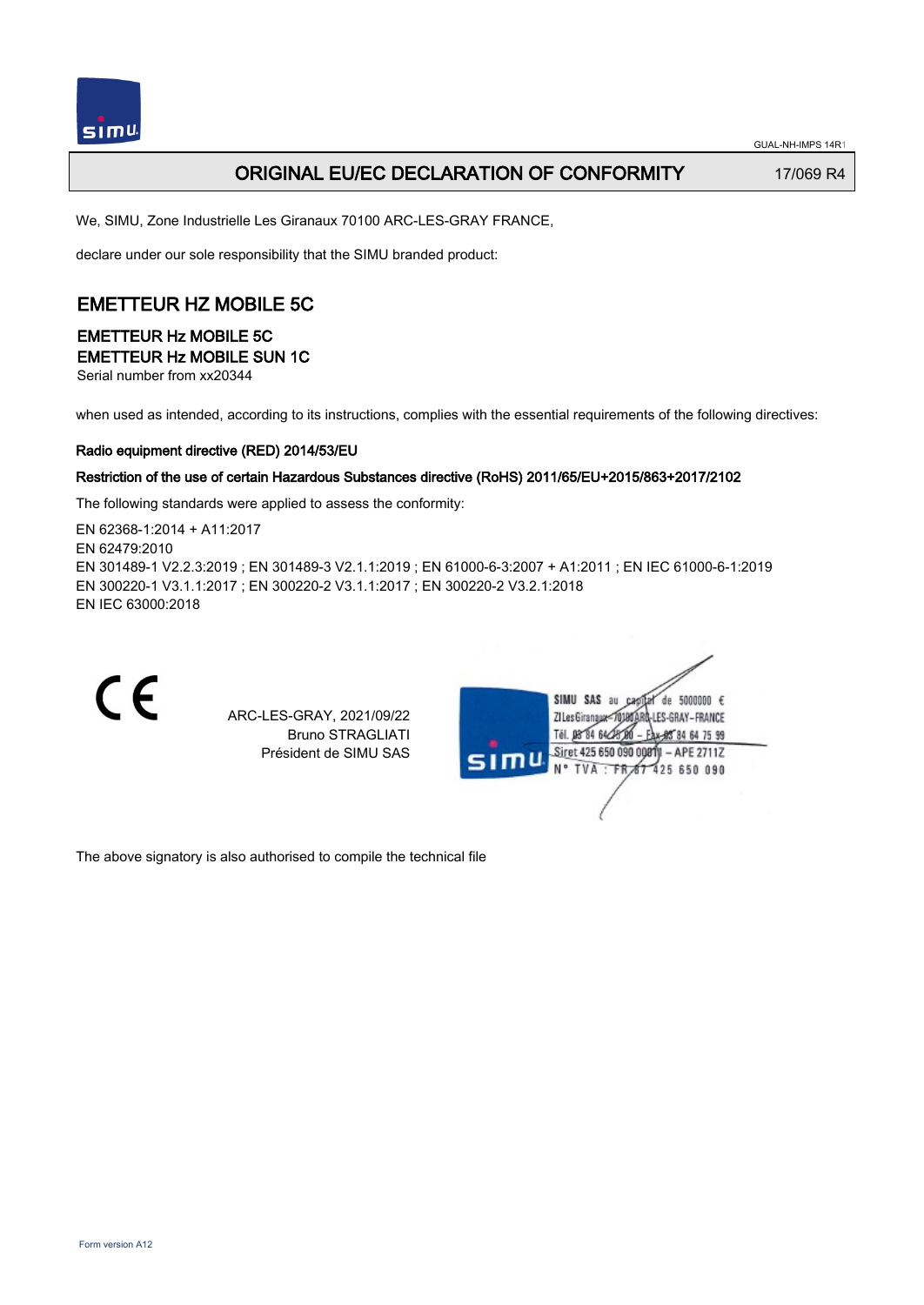GUAL-NH-IMPS 14R1

# ORIGINAL EU/EC DECLARATION OF CONFORMITY

17/069 R4

We, SIMU, Zone Industrielle Les Giranaux 70100 ARC-LES-GRAY FRANCE,

declare under our sole responsibility that the SIMU branded product:

## EMETTEUR HZ MOBILE 5C

### EMETTEUR Hz MOBILE 5C
### EMETTEUR Hz MOBILE SUN 1C

Serial number from xx20344

when used as intended, according to its instructions, complies with the essential requirements of the following directives:

**Radio equipment directive (RED) 2014/53/EU**

**Restriction of the use of certain Hazardous Substances directive (RoHS) 2011/65/EU+2015/863+2017/2102**

The following standards were applied to assess the conformity:

EN 62368-1:2014 + A11:2017
EN 62479:2010
EN 301489-1 V2.2.3:2019 ; EN 301489-3 V2.1.1:2019 ; EN 61000-6-3:2007 + A1:2011 ; EN IEC 61000-6-1:2019
EN 300220-1 V3.1.1:2017 ; EN 300220-2 V3.1.1:2017 ; EN 300220-2 V3.2.1:2018
EN IEC 63000:2018

CE

ARC-LES-GRAY, 2021/09/22
Bruno STRAGLIATI
Président de SIMU SAS

SIMU SAS au capital de 5000000 €
ZI Les Giranaux 70100 ARC-LES-GRAY – FRANCE
Tél. 03 84 64 75 00 – Fax 03 84 64 75 99
Siret 425 650 090 00011 – APE 2711Z
N° TVA : FR 87 425 650 090

The above signatory is also authorised to compile the technical file

Form version A12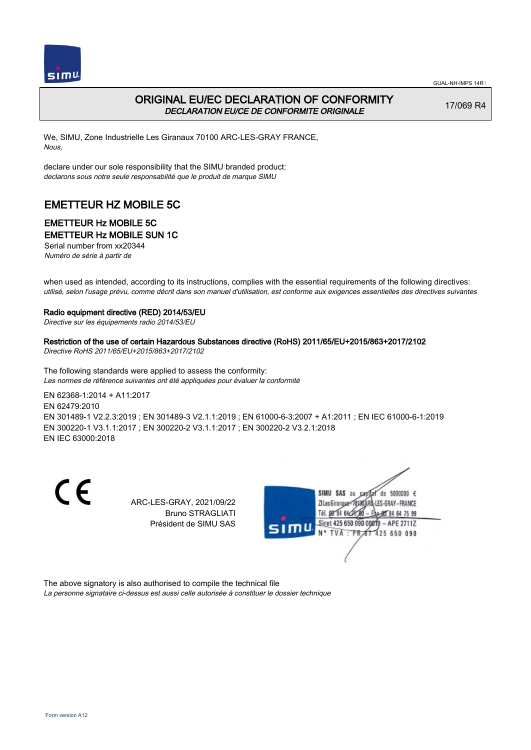GUAL-NH-IMPS 14R1

# ORIGINAL EU/EC DECLARATION OF CONFORMITY

*DECLARATION EU/CE DE CONFORMITE ORIGINALE*

17/069 R4

We, SIMU, Zone Industrielle Les Giranaux 70100 ARC-LES-GRAY FRANCE,
*Nous,*

declare under our sole responsibility that the SIMU branded product:
*declarons sous notre seule responsabilité que le produit de marque SIMU*

## EMETTEUR HZ MOBILE 5C

### EMETTEUR Hz MOBILE 5C
### EMETTEUR Hz MOBILE SUN 1C

Serial number from xx20344
*Numéro de série à partir de*

when used as intended, according to its instructions, complies with the essential requirements of the following directives:
*utilisé, selon l'usage prévu, comme décrit dans son manuel d'utilisation, est conforme aux exigences essentielles des directives suivantes*

**Radio equipment directive (RED) 2014/53/EU**
*Directive sur les équipements radio 2014/53/EU*

**Restriction of the use of certain Hazardous Substances directive (RoHS) 2011/65/EU+2015/863+2017/2102**
*Directive RoHS 2011/65/EU+2015/863+2017/2102*

The following standards were applied to assess the conformity:
*Les normes de référence suivantes ont été appliquées pour évaluer la conformité*

EN 62368-1:2014 + A11:2017
EN 62479:2010
EN 301489-1 V2.2.3:2019 ; EN 301489-3 V2.1.1:2019 ; EN 61000-6-3:2007 + A1:2011 ; EN IEC 61000-6-1:2019
EN 300220-1 V3.1.1:2017 ; EN 300220-2 V3.1.1:2017 ; EN 300220-2 V3.2.1:2018
EN IEC 63000:2018

CE

ARC-LES-GRAY, 2021/09/22
Bruno STRAGLIATI
Président de SIMU SAS

SIMU SAS au capital de 5000000 €
ZI Les Giranaux 70100 ARC-LES-GRAY–FRANCE
Tél. 03 84 64 75 00 – Fax 03 84 64 75 99
Siret 425 650 090 00011 – APE 2711Z
N° TVA : FR 87 425 650 090

The above signatory is also authorised to compile the technical file
*La personne signataire ci-dessus est aussi celle autorisée à constituer le dossier technique*

Form version A12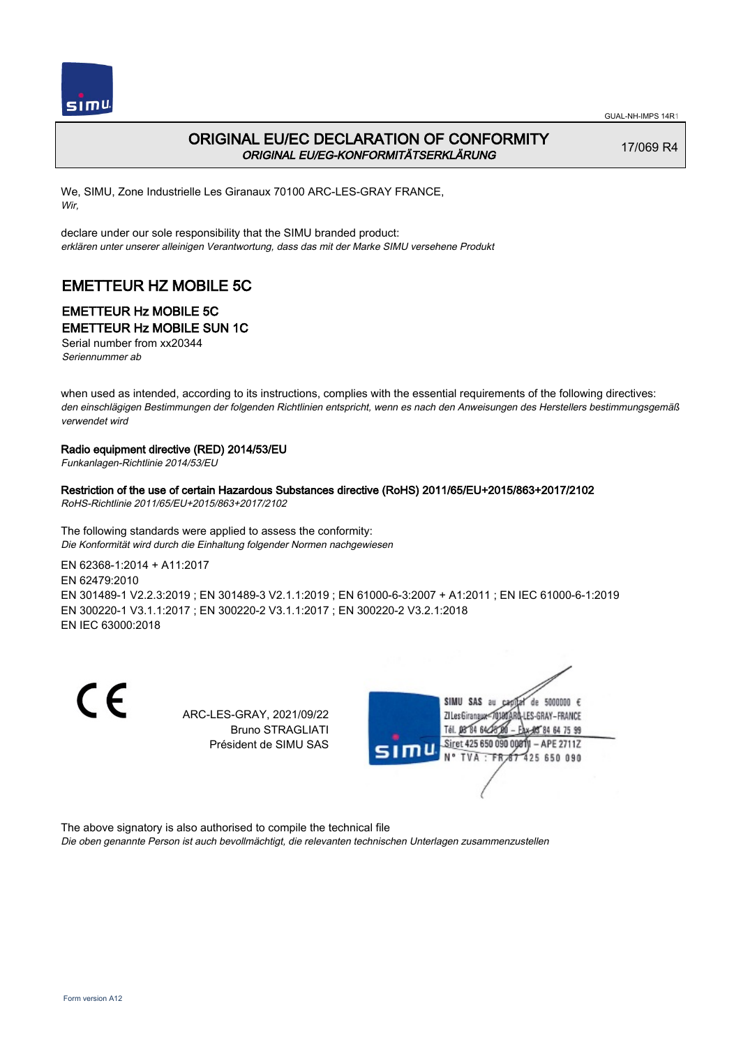GUAL-NH-IMPS 14R1

# ORIGINAL EU/EC DECLARATION OF CONFORMITY
*ORIGINAL EU/EG-KONFORMITÄTSERKLÄRUNG*

17/069 R4

We, SIMU, Zone Industrielle Les Giranaux 70100 ARC-LES-GRAY FRANCE,
*Wir,*

declare under our sole responsibility that the SIMU branded product:
*erklären unter unserer alleinigen Verantwortung, dass das mit der Marke SIMU versehene Produkt*

## EMETTEUR HZ MOBILE 5C

### EMETTEUR Hz MOBILE 5C
### EMETTEUR Hz MOBILE SUN 1C

Serial number from xx20344
*Seriennummer ab*

when used as intended, according to its instructions, complies with the essential requirements of the following directives:
*den einschlägigen Bestimmungen der folgenden Richtlinien entspricht, wenn es nach den Anweisungen des Herstellers bestimmungsgemäß verwendet wird*

**Radio equipment directive (RED) 2014/53/EU**
*Funkanlagen-Richtlinie 2014/53/EU*

**Restriction of the use of certain Hazardous Substances directive (RoHS) 2011/65/EU+2015/863+2017/2102**
*RoHS-Richtlinie 2011/65/EU+2015/863+2017/2102*

The following standards were applied to assess the conformity:
*Die Konformität wird durch die Einhaltung folgender Normen nachgewiesen*

EN 62368-1:2014 + A11:2017
EN 62479:2010
EN 301489-1 V2.2.3:2019 ; EN 301489-3 V2.1.1:2019 ; EN 61000-6-3:2007 + A1:2011 ; EN IEC 61000-6-1:2019
EN 300220-1 V3.1.1:2017 ; EN 300220-2 V3.1.1:2017 ; EN 300220-2 V3.2.1:2018
EN IEC 63000:2018

ARC-LES-GRAY, 2021/09/22
Bruno STRAGLIATI
Président de SIMU SAS

SIMU SAS au capital de 5000000 €
ZI Les Giranaux 70100 ARC-LES-GRAY-FRANCE
Tél. 03 84 64 75 00 – Fax 03 84 64 75 99
Siret 425 650 090 00011 – APE 2711Z
N° TVA : FR 67 425 650 090

The above signatory is also authorised to compile the technical file
*Die oben genannte Person ist auch bevollmächtigt, die relevanten technischen Unterlagen zusammenzustellen*

Form version A12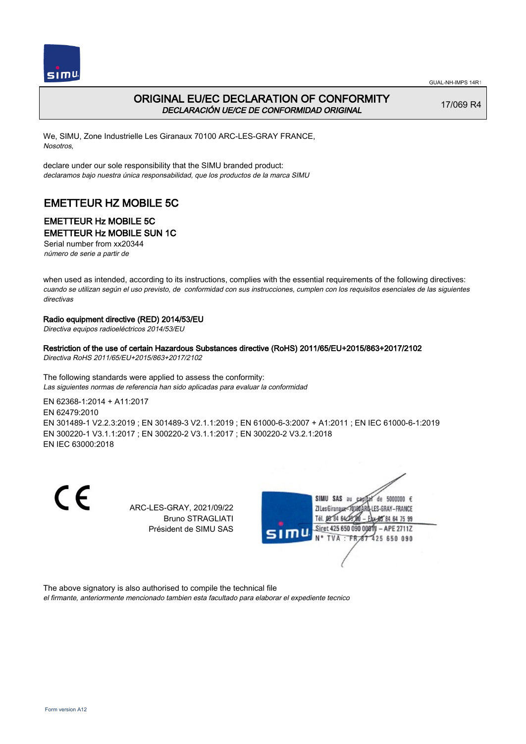# ORIGINAL EU/EC DECLARATION OF CONFORMITY

*DECLARACIÓN UE/CE DE CONFORMIDAD ORIGINAL*

17/069 R4

We, SIMU, Zone Industrielle Les Giranaux 70100 ARC-LES-GRAY FRANCE,
*Nosotros,*

declare under our sole responsibility that the SIMU branded product:
*declaramos bajo nuestra única responsabilidad, que los productos de la marca SIMU*

## EMETTEUR HZ MOBILE 5C

### EMETTEUR Hz MOBILE 5C
### EMETTEUR Hz MOBILE SUN 1C

Serial number from xx20344
*número de serie a partir de*

when used as intended, according to its instructions, complies with the essential requirements of the following directives:
*cuando se utilizan según el uso previsto, de conformidad con sus instrucciones, cumplen con los requisitos esenciales de las siguientes directivas*

**Radio equipment directive (RED) 2014/53/EU**
*Directiva equipos radioeléctricos 2014/53/EU*

**Restriction of the use of certain Hazardous Substances directive (RoHS) 2011/65/EU+2015/863+2017/2102**
*Directiva RoHS 2011/65/EU+2015/863+2017/2102*

The following standards were applied to assess the conformity:
*Las siguientes normas de referencia han sido aplicadas para evaluar la conformidad*

EN 62368-1:2014 + A11:2017
EN 62479:2010
EN 301489-1 V2.2.3:2019 ; EN 301489-3 V2.1.1:2019 ; EN 61000-6-3:2007 + A1:2011 ; EN IEC 61000-6-1:2019
EN 300220-1 V3.1.1:2017 ; EN 300220-2 V3.1.1:2017 ; EN 300220-2 V3.2.1:2018
EN IEC 63000:2018

ARC-LES-GRAY, 2021/09/22
Bruno STRAGLIATI
Président de SIMU SAS

SIMU SAS au capital de 5000000 €
ZI Les Giranaux 70100 ARC-LES-GRAY-FRANCE
Tél. 03 84 64 75 00 – Fax 03 84 64 75 99
Siret 425 650 090 00011 – APE 2711Z
N° TVA : FR 67 425 650 090

The above signatory is also authorised to compile the technical file
*el firmante, anteriormente mencionado tambien esta facultado para elaborar el expediente tecnico*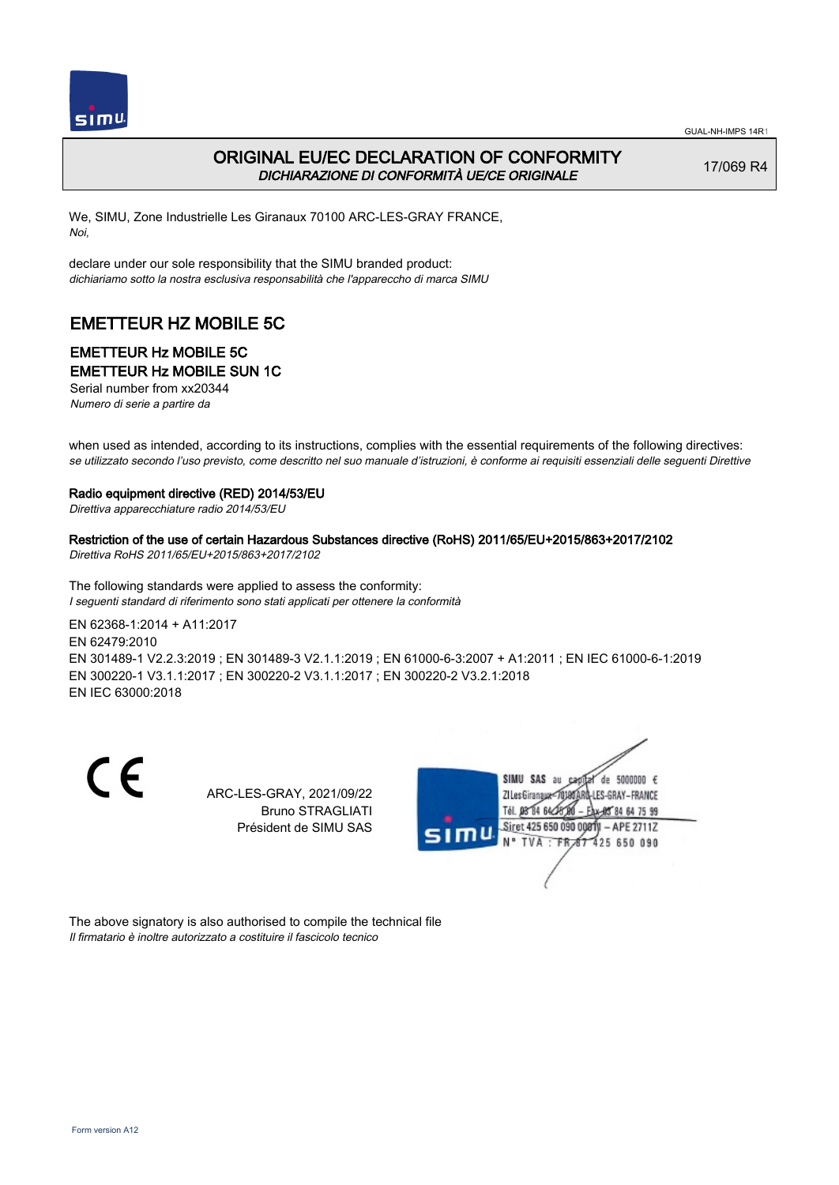# ORIGINAL EU/EC DECLARATION OF CONFORMITY

*DICHIARAZIONE DI CONFORMITÀ UE/CE ORIGINALE*

17/069 R4

We, SIMU, Zone Industrielle Les Giranaux 70100 ARC-LES-GRAY FRANCE,
*Noi,*

declare under our sole responsibility that the SIMU branded product:
*dichiariamo sotto la nostra esclusiva responsabilità che l'apparecchio di marca SIMU*

## EMETTEUR HZ MOBILE 5C

### EMETTEUR Hz MOBILE 5C
### EMETTEUR Hz MOBILE SUN 1C

Serial number from xx20344
*Numero di serie a partire da*

when used as intended, according to its instructions, complies with the essential requirements of the following directives:
*se utilizzato secondo l'uso previsto, come descritto nel suo manuale d'istruzioni, è conforme ai requisiti essenziali delle seguenti Direttive*

**Radio equipment directive (RED) 2014/53/EU**
*Direttiva apparecchiature radio 2014/53/EU*

**Restriction of the use of certain Hazardous Substances directive (RoHS) 2011/65/EU+2015/863+2017/2102**
*Direttiva RoHS 2011/65/EU+2015/863+2017/2102*

The following standards were applied to assess the conformity:
*I seguenti standard di riferimento sono stati applicati per ottenere la conformità*

EN 62368-1:2014 + A11:2017
EN 62479:2010
EN 301489-1 V2.2.3:2019 ; EN 301489-3 V2.1.1:2019 ; EN 61000-6-3:2007 + A1:2011 ; EN IEC 61000-6-1:2019
EN 300220-1 V3.1.1:2017 ; EN 300220-2 V3.1.1:2017 ; EN 300220-2 V3.2.1:2018
EN IEC 63000:2018

ARC-LES-GRAY, 2021/09/22
Bruno STRAGLIATI
Président de SIMU SAS

SIMU SAS au capital de 5000000 €
ZI Les Giranaux 70100 ARC-LES-GRAY-FRANCE
Tél. 03 84 64 75 00 – Fax 03 84 64 75 99
Siret 425 650 090 00011 – APE 2711Z
N° TVA : FR 87 425 650 090

The above signatory is also authorised to compile the technical file
*Il firmatario è inoltre autorizzato a costituire il fascicolo tecnico*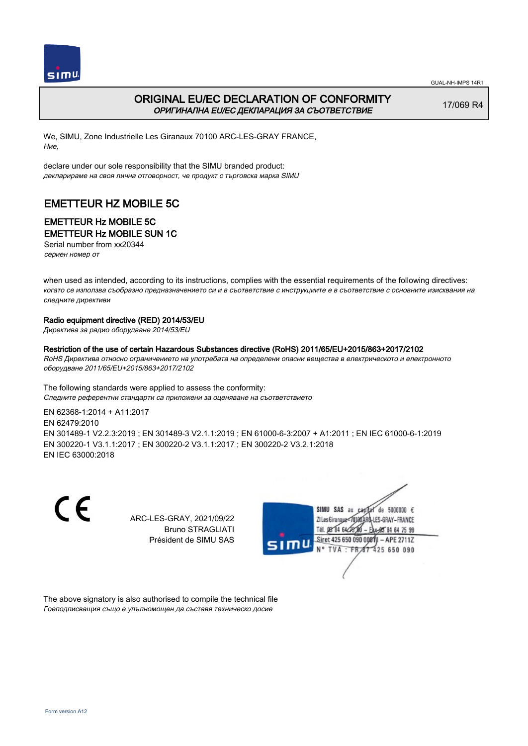# ORIGINAL EU/EC DECLARATION OF CONFORMITY
*ОРИГИНАЛНА EU/EC ДЕКЛАРАЦИЯ ЗА СЪОТВЕТСТВИЕ*

17/069 R4

We, SIMU, Zone Industrielle Les Giranaux 70100 ARC-LES-GRAY FRANCE,
*Ние,*

declare under our sole responsibility that the SIMU branded product:
*декларираме на своя лична отговорност, че продукт с търговска марка SIMU*

## EMETTEUR HZ MOBILE 5C

### EMETTEUR Hz MOBILE 5C
### EMETTEUR Hz MOBILE SUN 1C

Serial number from xx20344
*сериен номер от*

when used as intended, according to its instructions, complies with the essential requirements of the following directives:
*когато се използва съобразно предназначението си и в съответствие с инструкциите е в съответствие с основните изисквания на следните директиви*

**Radio equipment directive (RED) 2014/53/EU**
*Директива за радио оборудване 2014/53/EU*

**Restriction of the use of certain Hazardous Substances directive (RoHS) 2011/65/EU+2015/863+2017/2102**
*RoHS Директива относно ограничението на употребата на определени опасни вещества в електрическото и електронното оборудване 2011/65/EU+2015/863+2017/2102*

The following standards were applied to assess the conformity:
*Следните референтни стандарти са приложени за оценяване на съответствието*

EN 62368-1:2014 + A11:2017
EN 62479:2010
EN 301489-1 V2.2.3:2019 ; EN 301489-3 V2.1.1:2019 ; EN 61000-6-3:2007 + A1:2011 ; EN IEC 61000-6-1:2019
EN 300220-1 V3.1.1:2017 ; EN 300220-2 V3.1.1:2017 ; EN 300220-2 V3.2.1:2018
EN IEC 63000:2018

CE

ARC-LES-GRAY, 2021/09/22
Bruno STRAGLIATI
Président de SIMU SAS

SIMU SAS au capital de 5000000 €
ZI Les Giranaux 70100 ARC-LES-GRAY-FRANCE
Tél. 03 84 64 75 00 – Fax 03 84 64 75 99
Siret 425 650 090 00011 – APE 2711Z
N° TVA : FR 87 425 650 090

The above signatory is also authorised to compile the technical file
*Гоеподписващия също е упълномощен да съставя техническо досие*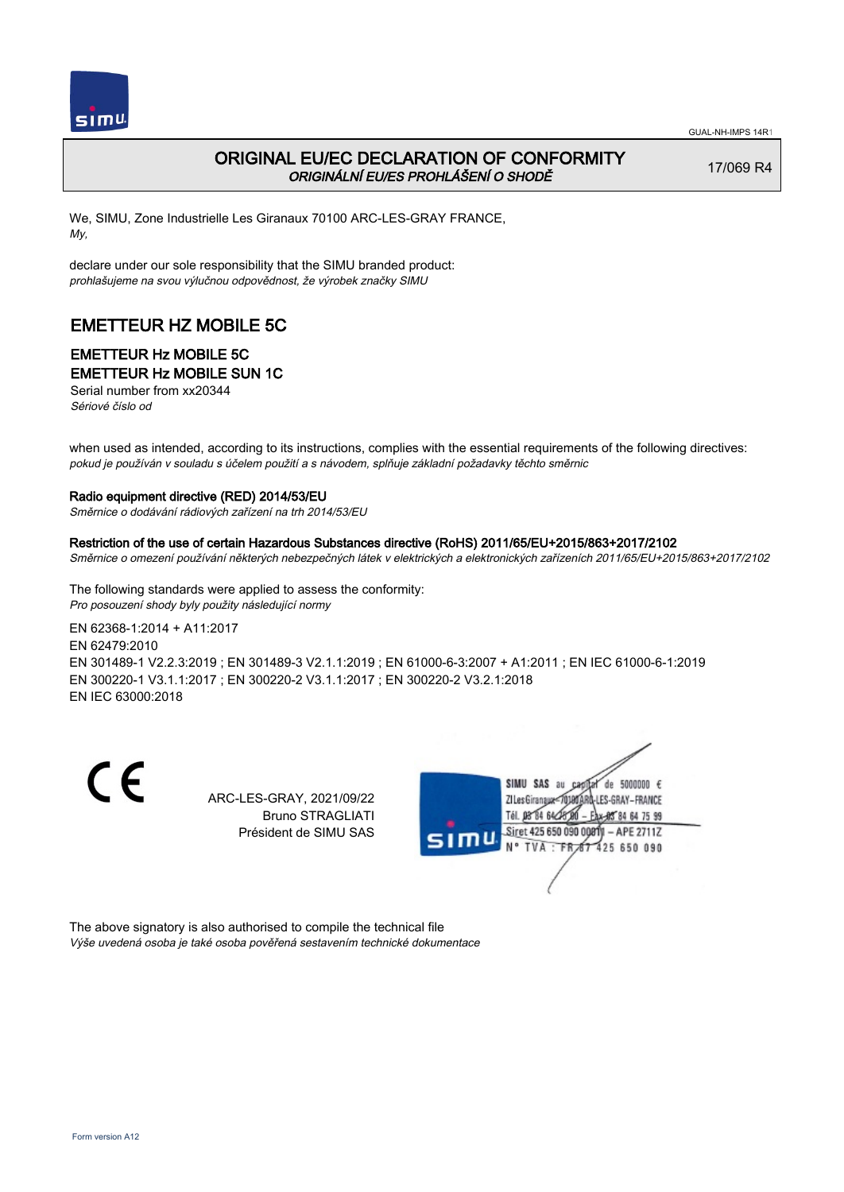# ORIGINAL EU/EC DECLARATION OF CONFORMITY

*ORIGINÁLNÍ EU/ES PROHLÁŠENÍ O SHODĚ*

17/069 R4

We, SIMU, Zone Industrielle Les Giranaux 70100 ARC-LES-GRAY FRANCE,
*My,*

declare under our sole responsibility that the SIMU branded product:
*prohlašujeme na svou výlučnou odpovědnost, že výrobek značky SIMU*

## EMETTEUR HZ MOBILE 5C

### EMETTEUR Hz MOBILE 5C
### EMETTEUR Hz MOBILE SUN 1C

Serial number from xx20344
*Sériové číslo od*

when used as intended, according to its instructions, complies with the essential requirements of the following directives:
*pokud je používán v souladu s účelem použití a s návodem, splňuje základní požadavky těchto směrnic*

**Radio equipment directive (RED) 2014/53/EU**
*Směrnice o dodávání rádiových zařízení na trh 2014/53/EU*

**Restriction of the use of certain Hazardous Substances directive (RoHS) 2011/65/EU+2015/863+2017/2102**
*Směrnice o omezení používání některých nebezpečných látek v elektrických a elektronických zařízeních 2011/65/EU+2015/863+2017/2102*

The following standards were applied to assess the conformity:
*Pro posouzení shody byly použity následující normy*

EN 62368-1:2014 + A11:2017
EN 62479:2010
EN 301489-1 V2.2.3:2019 ; EN 301489-3 V2.1.1:2019 ; EN 61000-6-3:2007 + A1:2011 ; EN IEC 61000-6-1:2019
EN 300220-1 V3.1.1:2017 ; EN 300220-2 V3.1.1:2017 ; EN 300220-2 V3.2.1:2018
EN IEC 63000:2018

ARC-LES-GRAY, 2021/09/22
Bruno STRAGLIATI
Président de SIMU SAS

SIMU SAS au capital de 5000000 €
ZI Les Giranaux 70100 ARC-LES-GRAY – FRANCE
Tél. 03 84 64 75 00 – Fax 03 84 64 75 99
Siret 425 650 090 00011 – APE 2711Z
N° TVA : FR 87 425 650 090

The above signatory is also authorised to compile the technical file
*Výše uvedená osoba je také osoba pověřená sestavením technické dokumentace*

Form version A12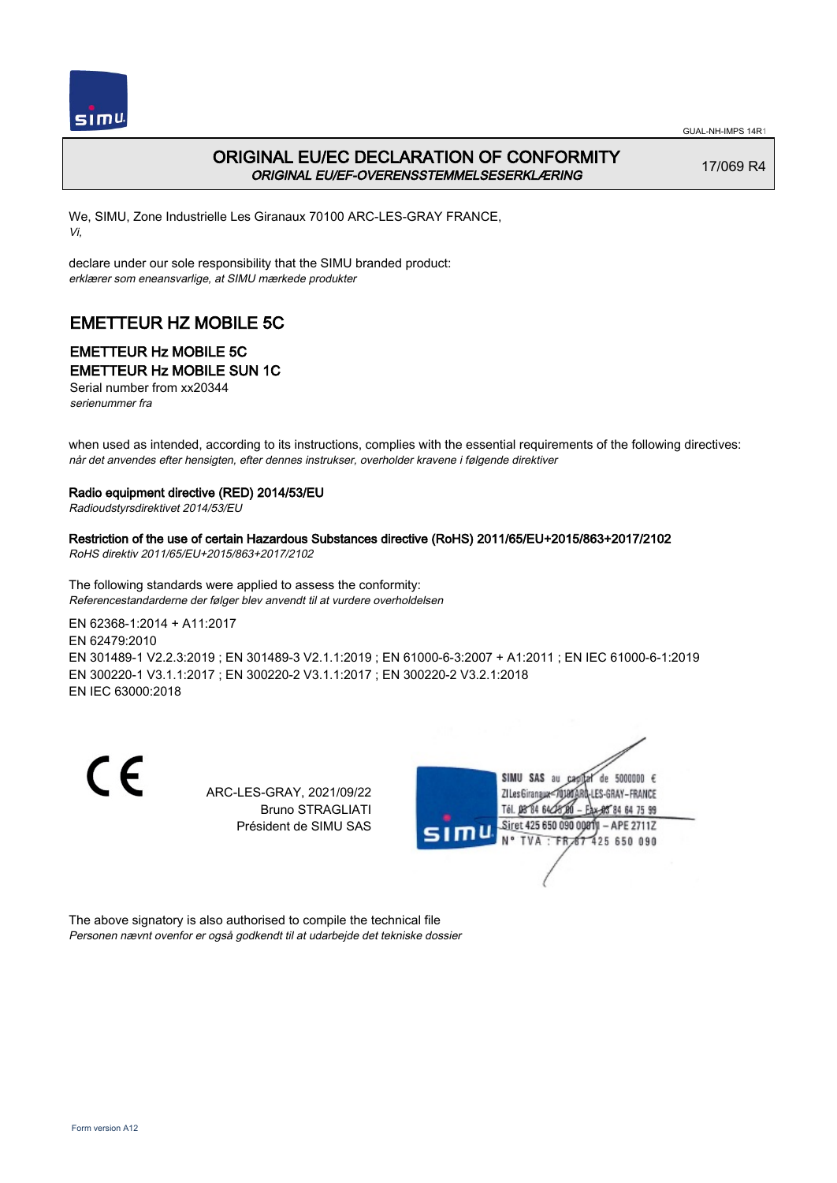# ORIGINAL EU/EC DECLARATION OF CONFORMITY

***ORIGINAL EU/EF-OVERENSSTEMMELSESERKLÆRING***

17/069 R4

We, SIMU, Zone Industrielle Les Giranaux 70100 ARC-LES-GRAY FRANCE,
*Vi,*

declare under our sole responsibility that the SIMU branded product:
*erklærer som eneansvarlige, at SIMU mærkede produkter*

## EMETTEUR HZ MOBILE 5C

### EMETTEUR Hz MOBILE 5C
### EMETTEUR Hz MOBILE SUN 1C

Serial number from xx20344
*serienummer fra*

when used as intended, according to its instructions, complies with the essential requirements of the following directives:
*når det anvendes efter hensigten, efter dennes instrukser, overholder kravene i følgende direktiver*

**Radio equipment directive (RED) 2014/53/EU**
*Radioudstyrsdirektivet 2014/53/EU*

**Restriction of the use of certain Hazardous Substances directive (RoHS) 2011/65/EU+2015/863+2017/2102**
*RoHS direktiv 2011/65/EU+2015/863+2017/2102*

The following standards were applied to assess the conformity:
*Referencestandarderne der følger blev anvendt til at vurdere overholdelsen*

EN 62368-1:2014 + A11:2017
EN 62479:2010
EN 301489-1 V2.2.3:2019 ; EN 301489-3 V2.1.1:2019 ; EN 61000-6-3:2007 + A1:2011 ; EN IEC 61000-6-1:2019
EN 300220-1 V3.1.1:2017 ; EN 300220-2 V3.1.1:2017 ; EN 300220-2 V3.2.1:2018
EN IEC 63000:2018

CE

ARC-LES-GRAY, 2021/09/22
Bruno STRAGLIATI
Président de SIMU SAS

SIMU SAS au capital de 5000000 €
ZI Les Giranaux 70100 ARC-LES-GRAY-FRANCE
Tél. 03 84 64 75 00 – Fax 03 84 64 75 99
Siret 425 650 090 00011 – APE 2711Z
N° TVA : FR 87 425 650 090

The above signatory is also authorised to compile the technical file
*Personen nævnt ovenfor er også godkendt til at udarbejde det tekniske dossier*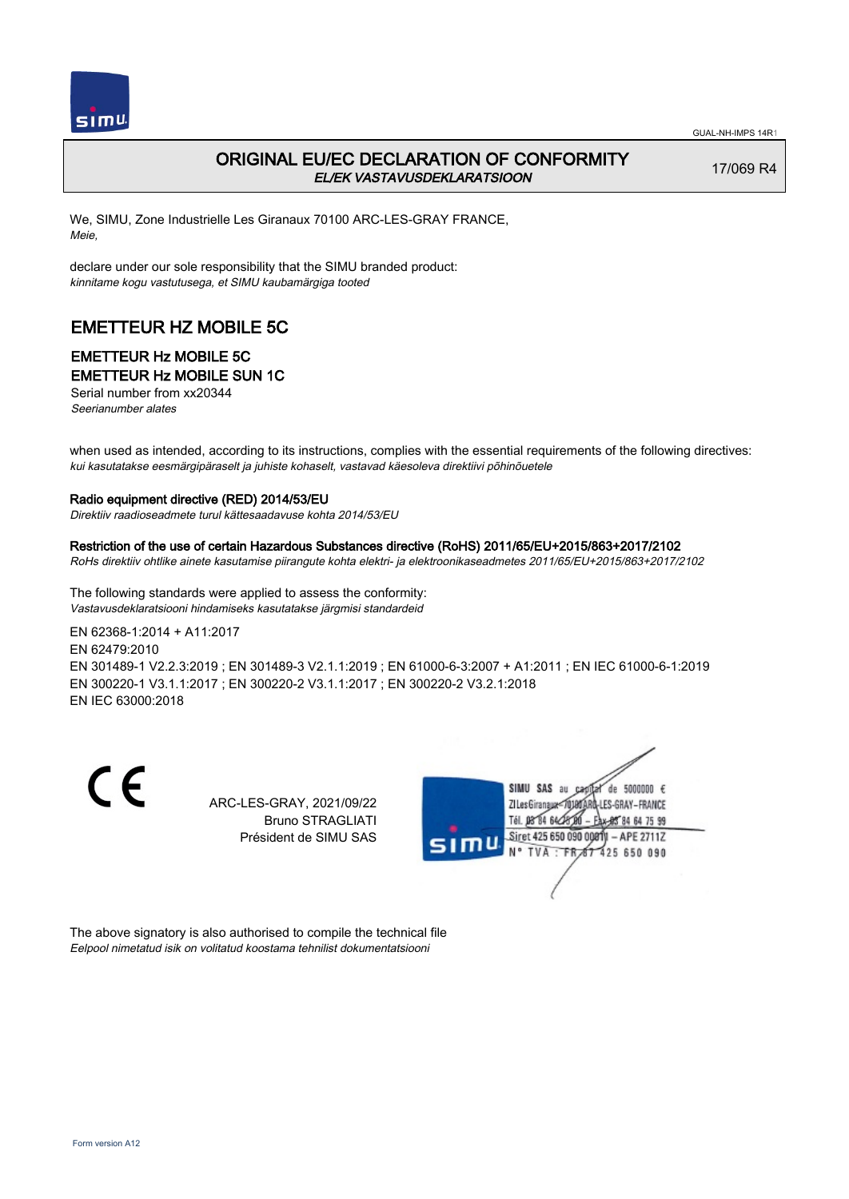GUAL-NH-IMPS 14R1

# ORIGINAL EU/EC DECLARATION OF CONFORMITY

*EL/EK VASTAVUSDEKLARATSIOON*

17/069 R4

We, SIMU, Zone Industrielle Les Giranaux 70100 ARC-LES-GRAY FRANCE,
*Meie,*

declare under our sole responsibility that the SIMU branded product:
*kinnitame kogu vastutusega, et SIMU kaubamärgiga tooted*

## EMETTEUR HZ MOBILE 5C

### EMETTEUR Hz MOBILE 5C
### EMETTEUR Hz MOBILE SUN 1C

Serial number from xx20344
*Seerianumber alates*

when used as intended, according to its instructions, complies with the essential requirements of the following directives:
*kui kasutatakse eesmärgipäraselt ja juhiste kohaselt, vastavad käesoleva direktiivi põhinõuetele*

**Radio equipment directive (RED) 2014/53/EU**
*Direktiiv raadioseadmete turul kättesaadavuse kohta 2014/53/EU*

**Restriction of the use of certain Hazardous Substances directive (RoHS) 2011/65/EU+2015/863+2017/2102**
*RoHs direktiiv ohtlike ainete kasutamise piirangute kohta elektri- ja elektroonikaseadmetes 2011/65/EU+2015/863+2017/2102*

The following standards were applied to assess the conformity:
*Vastavusdeklaratsiooni hindamiseks kasutatakse järgmisi standardeid*

EN 62368-1:2014 + A11:2017
EN 62479:2010
EN 301489-1 V2.2.3:2019 ; EN 301489-3 V2.1.1:2019 ; EN 61000-6-3:2007 + A1:2011 ; EN IEC 61000-6-1:2019
EN 300220-1 V3.1.1:2017 ; EN 300220-2 V3.1.1:2017 ; EN 300220-2 V3.2.1:2018
EN IEC 63000:2018

CE

ARC-LES-GRAY, 2021/09/22
Bruno STRAGLIATI
Président de SIMU SAS

SIMU SAS au capital de 5000000 €
ZI Les Giranaux 70100 ARC-LES-GRAY-FRANCE
Tél. 03 84 64 75 00 – Fax 03 84 64 75 99
Siret 425 650 090 00011 – APE 2711Z
N° TVA : FR 87 425 650 090

The above signatory is also authorised to compile the technical file
*Eelpool nimetatud isik on volitatud koostama tehnilist dokumentatsiooni*

Form version A12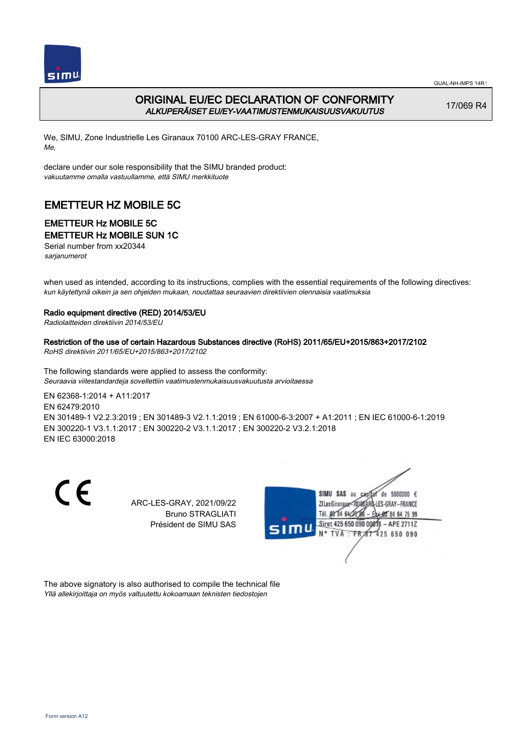# ORIGINAL EU/EC DECLARATION OF CONFORMITY

*ALKUPERÄISET EU/EY-VAATIMUSTENMUKAISUUSVAKUUTUS*

17/069 R4

We, SIMU, Zone Industrielle Les Giranaux 70100 ARC-LES-GRAY FRANCE,
*Me,*

declare under our sole responsibility that the SIMU branded product:
*vakuutamme omalla vastuullamme, että SIMU merkkituote*

## EMETTEUR HZ MOBILE 5C

### EMETTEUR Hz MOBILE 5C
### EMETTEUR Hz MOBILE SUN 1C

Serial number from xx20344
*sarjanumerot*

when used as intended, according to its instructions, complies with the essential requirements of the following directives:
*kun käytettynä oikein ja sen ohjeiden mukaan, noudattaa seuraavien direktiivien olennaisia vaatimuksia*

**Radio equipment directive (RED) 2014/53/EU**
*Radiolaitteiden direktiivin 2014/53/EU*

**Restriction of the use of certain Hazardous Substances directive (RoHS) 2011/65/EU+2015/863+2017/2102**
*RoHS direktiivin 2011/65/EU+2015/863+2017/2102*

The following standards were applied to assess the conformity:
*Seuraavia viitestandardeja sovellettiin vaatimustenmukaisuusvakuutusta arvioitaessa*

EN 62368-1:2014 + A11:2017
EN 62479:2010
EN 301489-1 V2.2.3:2019 ; EN 301489-3 V2.1.1:2019 ; EN 61000-6-3:2007 + A1:2011 ; EN IEC 61000-6-1:2019
EN 300220-1 V3.1.1:2017 ; EN 300220-2 V3.1.1:2017 ; EN 300220-2 V3.2.1:2018
EN IEC 63000:2018

ARC-LES-GRAY, 2021/09/22
Bruno STRAGLIATI
Président de SIMU SAS

SIMU SAS au capital de 5000000 €
ZI Les Giranaux 70100 ARC-LES-GRAY-FRANCE
Tél. 03 84 64 75 00 – Fax 03 84 64 75 99
Siret 425 650 090 00011 – APE 2711Z
N° TVA : FR 87 425 650 090

The above signatory is also authorised to compile the technical file
*Yllä allekirjoittaja on myös valtuutettu kokoamaan teknisten tiedostojen*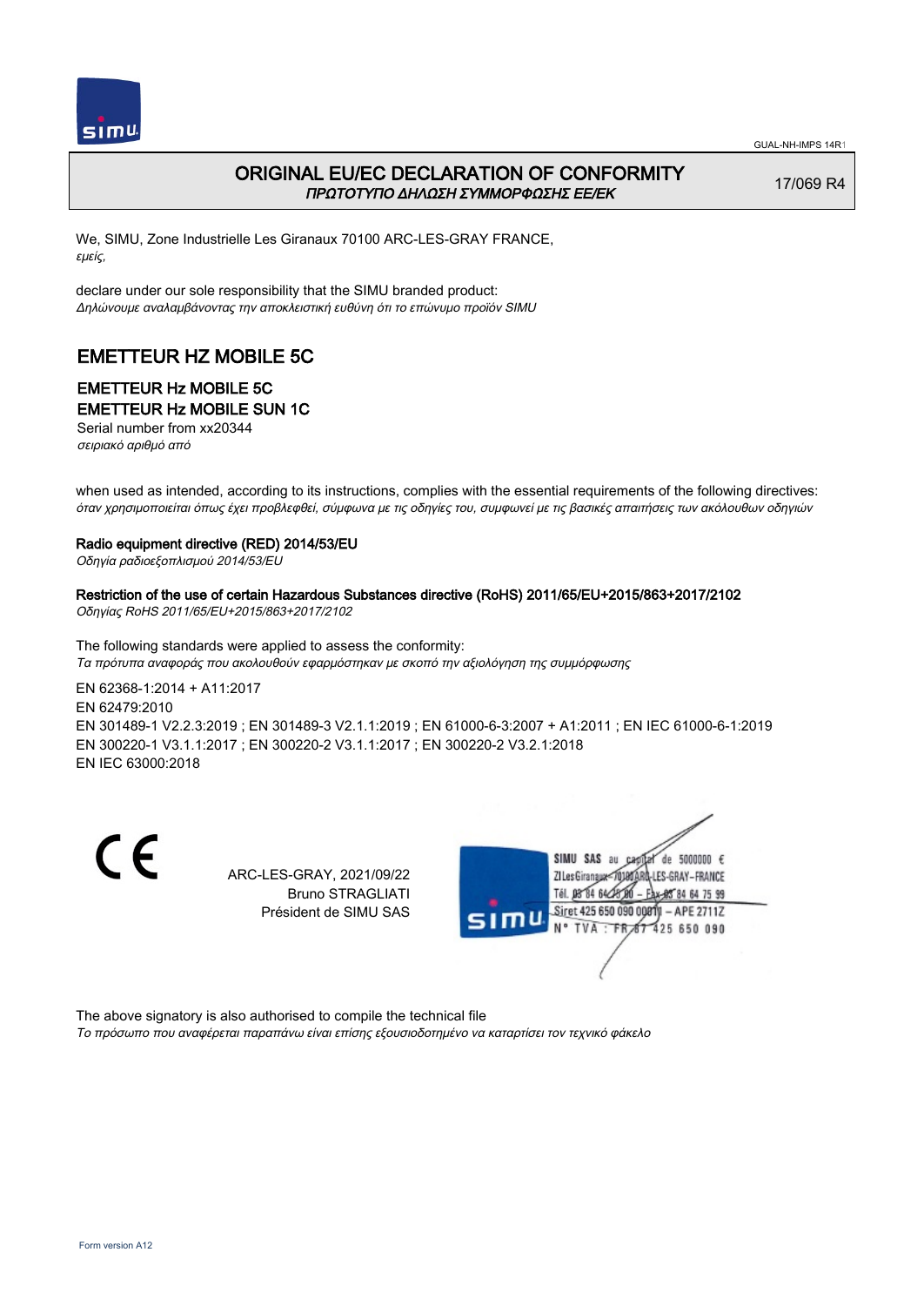GUAL-NH-IMPS 14R1

## ORIGINAL EU/EC DECLARATION OF CONFORMITY
*ΠΡΩΤΟΤΥΠΟ ΔΗΛΩΣΗ ΣΥΜΜΟΡΦΩΣΗΣ ΕΕ/ΕΚ*

17/069 R4

We, SIMU, Zone Industrielle Les Giranaux 70100 ARC-LES-GRAY FRANCE,
*εμείς,*

declare under our sole responsibility that the SIMU branded product:
*Δηλώνουμε αναλαμβάνοντας την αποκλειστική ευθύνη ότι το επώνυμο προϊόν SIMU*

# EMETTEUR HZ MOBILE 5C

### EMETTEUR Hz MOBILE 5C
### EMETTEUR Hz MOBILE SUN 1C

Serial number from xx20344
*σειριακό αριθμό από*

when used as intended, according to its instructions, complies with the essential requirements of the following directives:
*όταν χρησιμοποιείται όπως έχει προβλεφθεί, σύμφωνα με τις οδηγίες του, συμφωνεί με τις βασικές απαιτήσεις των ακόλουθων οδηγιών*

**Radio equipment directive (RED) 2014/53/EU**
*Οδηγία ραδιοεξοπλισμού 2014/53/EU*

**Restriction of the use of certain Hazardous Substances directive (RoHS) 2011/65/EU+2015/863+2017/2102**
*Οδηγίας RoHS 2011/65/EU+2015/863+2017/2102*

The following standards were applied to assess the conformity:
*Τα πρότυπα αναφοράς που ακολουθούν εφαρμόστηκαν με σκοπό την αξιολόγηση της συμμόρφωσης*

EN 62368-1:2014 + A11:2017
EN 62479:2010
EN 301489-1 V2.2.3:2019 ; EN 301489-3 V2.1.1:2019 ; EN 61000-6-3:2007 + A1:2011 ; EN IEC 61000-6-1:2019
EN 300220-1 V3.1.1:2017 ; EN 300220-2 V3.1.1:2017 ; EN 300220-2 V3.2.1:2018
EN IEC 63000:2018

CE

ARC-LES-GRAY, 2021/09/22
Bruno STRAGLIATI
Président de SIMU SAS

SIMU SAS au capital de 5000000 €
ZI Les Giranaux 70100 ARC-LES-GRAY – FRANCE
Tél. 03 84 64 75 00 – Fax 03 84 64 75 99
Siret 425 650 090 00011 – APE 2711Z
N° TVA : FR 87 425 650 090

The above signatory is also authorised to compile the technical file
*Το πρόσωπο που αναφέρεται παραπάνω είναι επίσης εξουσιοδοτημένο να καταρτίσει τον τεχνικό φάκελο*

Form version A12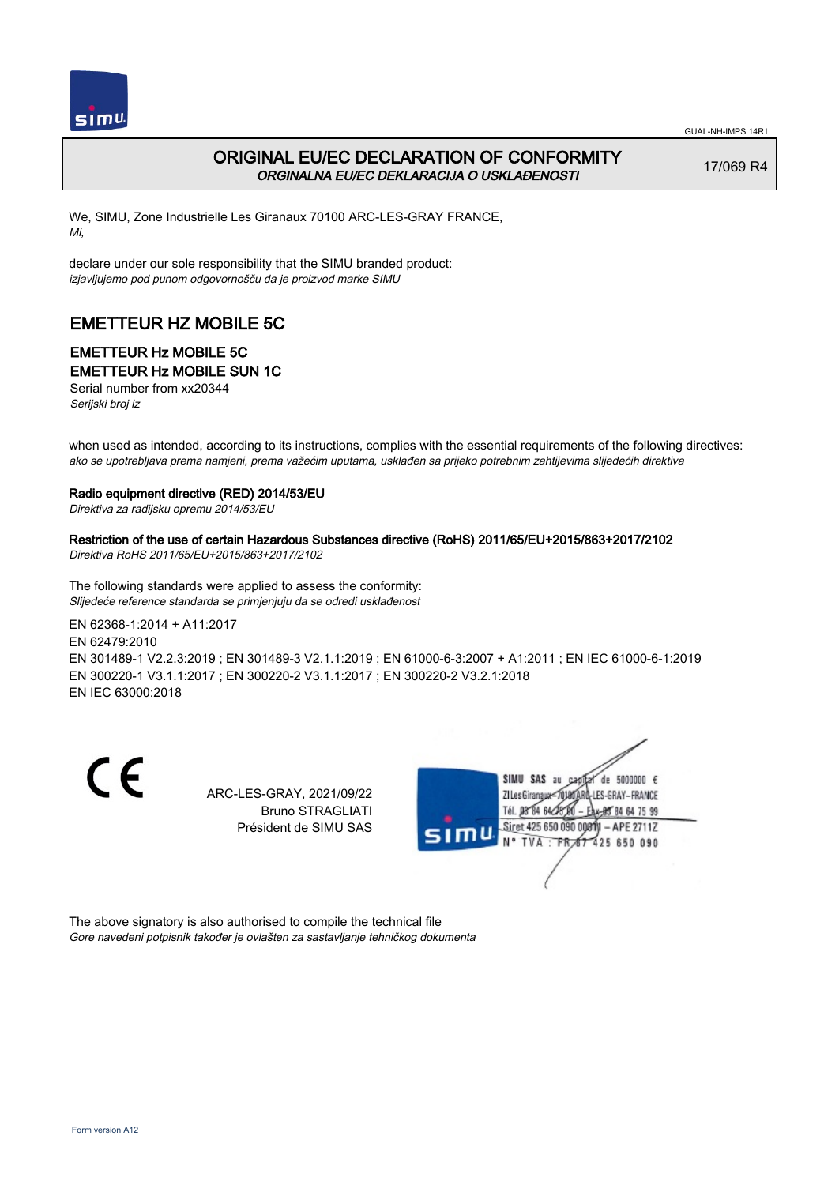GUAL-NH-IMPS 14R1

# ORIGINAL EU/EC DECLARATION OF CONFORMITY

*ORGINALNA EU/EC DEKLARACIJA O USKLAĐENOSTI*

17/069 R4

We, SIMU, Zone Industrielle Les Giranaux 70100 ARC-LES-GRAY FRANCE,
*Mi,*

declare under our sole responsibility that the SIMU branded product:
*izjavljujemo pod punom odgovornošču da je proizvod marke SIMU*

## EMETTEUR HZ MOBILE 5C

### EMETTEUR Hz MOBILE 5C
### EMETTEUR Hz MOBILE SUN 1C

Serial number from xx20344
*Serijski broj iz*

when used as intended, according to its instructions, complies with the essential requirements of the following directives:
*ako se upotrebljava prema namjeni, prema važećim uputama, usklađen sa prijeko potrebnim zahtijevima slijedećih direktiva*

**Radio equipment directive (RED) 2014/53/EU**
*Direktiva za radijsku opremu 2014/53/EU*

**Restriction of the use of certain Hazardous Substances directive (RoHS) 2011/65/EU+2015/863+2017/2102**
*Direktiva RoHS 2011/65/EU+2015/863+2017/2102*

The following standards were applied to assess the conformity:
*Slijedeće reference standarda se primjenjuju da se odredi usklađenost*

EN 62368-1:2014 + A11:2017
EN 62479:2010
EN 301489-1 V2.2.3:2019 ; EN 301489-3 V2.1.1:2019 ; EN 61000-6-3:2007 + A1:2011 ; EN IEC 61000-6-1:2019
EN 300220-1 V3.1.1:2017 ; EN 300220-2 V3.1.1:2017 ; EN 300220-2 V3.2.1:2018
EN IEC 63000:2018

CE

ARC-LES-GRAY, 2021/09/22
Bruno STRAGLIATI
Président de SIMU SAS

SIMU SAS au capital de 5000000 €
ZI Les Giranaux 70100 ARC-LES-GRAY-FRANCE
Tél. 03 84 64 75 00 – Fax 03 84 64 75 99
Siret 425 650 090 00011 – APE 2711Z
N° TVA : FR 87 425 650 090

The above signatory is also authorised to compile the technical file
*Gore navedeni potpisnik također je ovlašten za sastavljanje tehničkog dokumenta*

Form version A12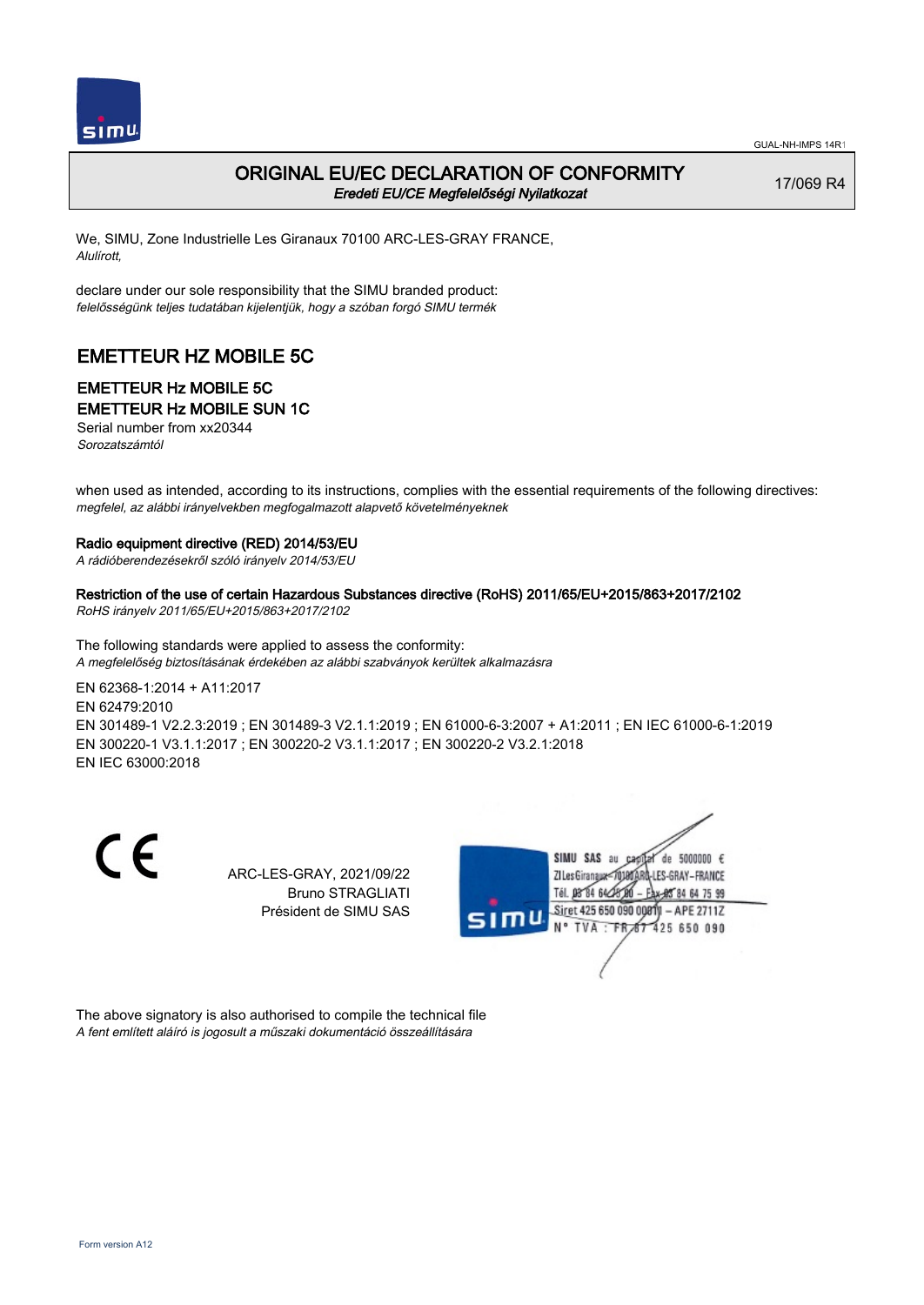# ORIGINAL EU/EC DECLARATION OF CONFORMITY

*Eredeti EU/CE Megfelelőségi Nyilatkozat*

17/069 R4

We, SIMU, Zone Industrielle Les Giranaux 70100 ARC-LES-GRAY FRANCE,
*Alulírott,*

declare under our sole responsibility that the SIMU branded product:
*felelősségünk teljes tudatában kijelentjük, hogy a szóban forgó SIMU termék*

## EMETTEUR HZ MOBILE 5C

### EMETTEUR Hz MOBILE 5C
### EMETTEUR Hz MOBILE SUN 1C

Serial number from xx20344
*Sorozatszámtól*

when used as intended, according to its instructions, complies with the essential requirements of the following directives:
*megfelel, az alábbi irányelvekben megfogalmazott alapvető követelményeknek*

**Radio equipment directive (RED) 2014/53/EU**
*A rádióberendezésekről szóló irányelv 2014/53/EU*

**Restriction of the use of certain Hazardous Substances directive (RoHS) 2011/65/EU+2015/863+2017/2102**
*RoHS irányelv 2011/65/EU+2015/863+2017/2102*

The following standards were applied to assess the conformity:
*A megfelelőség biztosításának érdekében az alábbi szabványok kerültek alkalmazásra*

EN 62368-1:2014 + A11:2017
EN 62479:2010
EN 301489-1 V2.2.3:2019 ; EN 301489-3 V2.1.1:2019 ; EN 61000-6-3:2007 + A1:2011 ; EN IEC 61000-6-1:2019
EN 300220-1 V3.1.1:2017 ; EN 300220-2 V3.1.1:2017 ; EN 300220-2 V3.2.1:2018
EN IEC 63000:2018

CE

ARC-LES-GRAY, 2021/09/22
Bruno STRAGLIATI
Président de SIMU SAS

SIMU SAS au capital de 5000000 €
ZI Les Giranaux 70100 ARC-LES-GRAY – FRANCE
Tél. 03 84 64 75 00 – Fax 03 84 64 75 99
Siret 425 650 090 00011 – APE 2711Z
N° TVA : FR 87 425 650 090

The above signatory is also authorised to compile the technical file
*A fent említett aláíró is jogosult a műszaki dokumentáció összeállítására*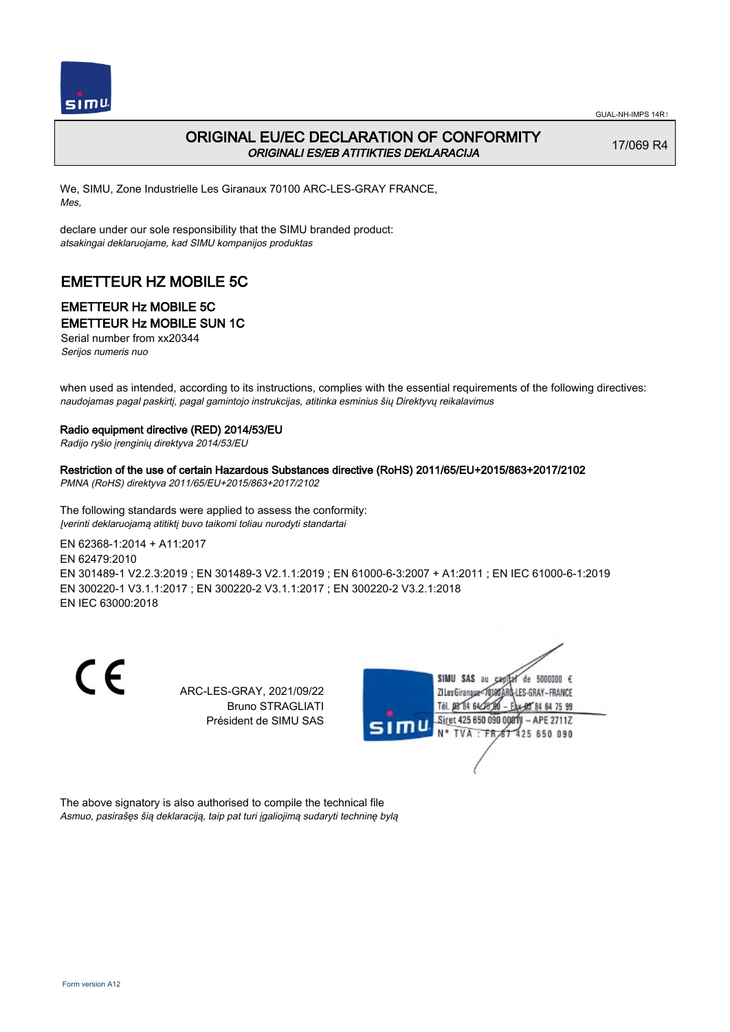# ORIGINAL EU/EC DECLARATION OF CONFORMITY

*ORIGINALI ES/EB ATITIKTIES DEKLARACIJA*

17/069 R4

We, SIMU, Zone Industrielle Les Giranaux 70100 ARC-LES-GRAY FRANCE,
*Mes,*

declare under our sole responsibility that the SIMU branded product:
*atsakingai deklaruojame, kad SIMU kompanijos produktas*

## EMETTEUR HZ MOBILE 5C

### EMETTEUR Hz MOBILE 5C
### EMETTEUR Hz MOBILE SUN 1C

Serial number from xx20344
*Serijos numeris nuo*

when used as intended, according to its instructions, complies with the essential requirements of the following directives:
*naudojamas pagal paskirtį, pagal gamintojo instrukcijas, atitinka esminius šių Direktyvų reikalavimus*

**Radio equipment directive (RED) 2014/53/EU**
*Radijo ryšio įrenginių direktyva 2014/53/EU*

**Restriction of the use of certain Hazardous Substances directive (RoHS) 2011/65/EU+2015/863+2017/2102**
*PMNA (RoHS) direktyva 2011/65/EU+2015/863+2017/2102*

The following standards were applied to assess the conformity:
*Įverinti deklaruojamą atitiktį buvo taikomi toliau nurodyti standartai*

EN 62368-1:2014 + A11:2017
EN 62479:2010
EN 301489-1 V2.2.3:2019 ; EN 301489-3 V2.1.1:2019 ; EN 61000-6-3:2007 + A1:2011 ; EN IEC 61000-6-1:2019
EN 300220-1 V3.1.1:2017 ; EN 300220-2 V3.1.1:2017 ; EN 300220-2 V3.2.1:2018
EN IEC 63000:2018

ARC-LES-GRAY, 2021/09/22
Bruno STRAGLIATI
Président de SIMU SAS

SIMU SAS au capital de 5000000 €
ZI Les Giranaux 70100 ARC-LES-GRAY – FRANCE
Tél. 03 84 64 75 00 – Fax 03 84 64 75 99
Siret 425 650 090 00011 – APE 2711Z
N° TVA : FR 87 425 650 090

The above signatory is also authorised to compile the technical file
*Asmuo, pasirašęs šią deklaraciją, taip pat turi įgaliojimą sudaryti techninę bylą*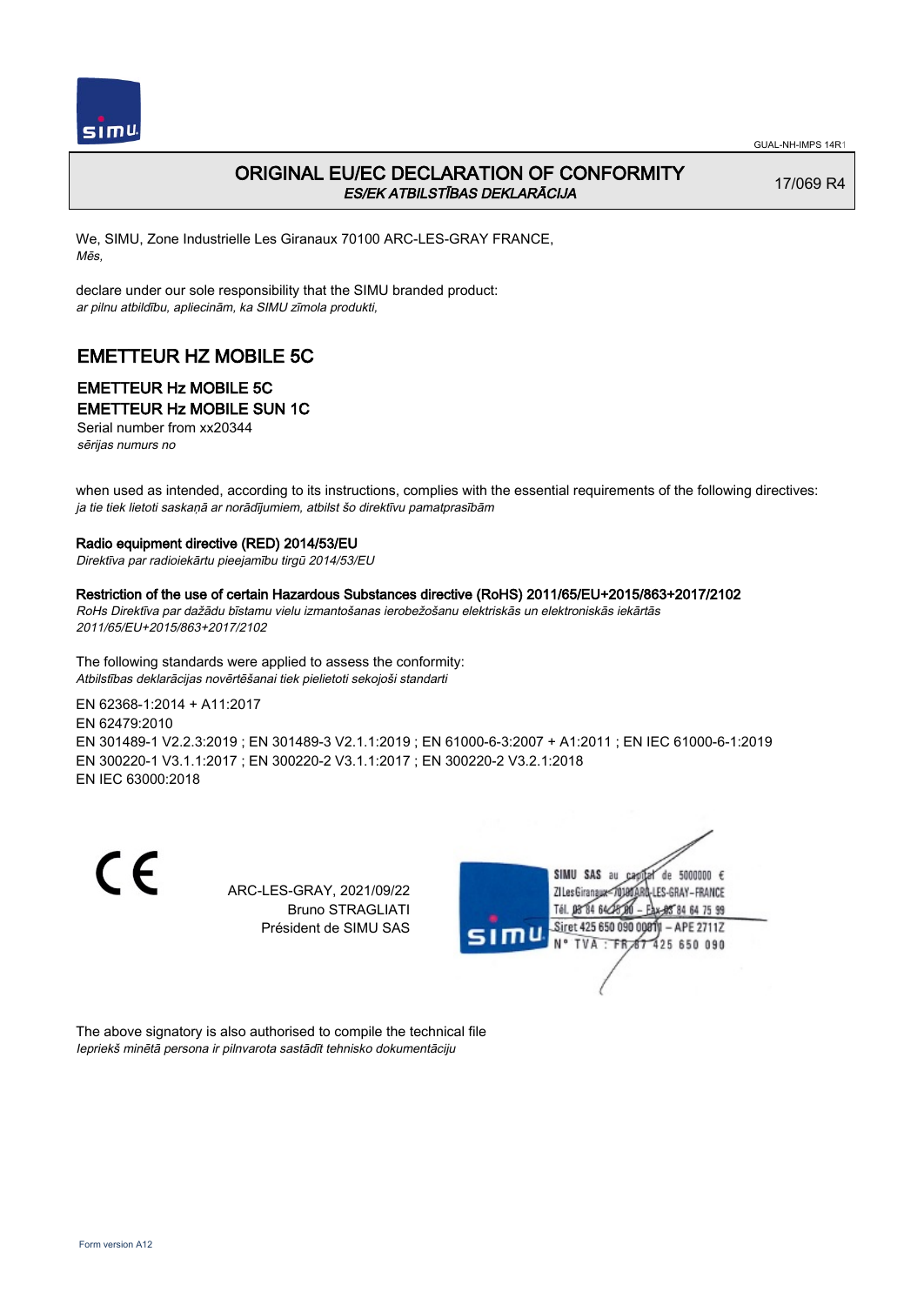# ORIGINAL EU/EC DECLARATION OF CONFORMITY

*ES/EK ATBILSTĪBAS DEKLARĀCIJA*

17/069 R4

We, SIMU, Zone Industrielle Les Giranaux 70100 ARC-LES-GRAY FRANCE,
*Mēs,*

declare under our sole responsibility that the SIMU branded product:
*ar pilnu atbildību, apliecinām, ka SIMU zīmola produkti,*

## EMETTEUR HZ MOBILE 5C

### EMETTEUR Hz MOBILE 5C
### EMETTEUR Hz MOBILE SUN 1C

Serial number from xx20344
*sērijas numurs no*

when used as intended, according to its instructions, complies with the essential requirements of the following directives:
*ja tie tiek lietoti saskaņā ar norādījumiem, atbilst šo direktīvu pamatprasībām*

**Radio equipment directive (RED) 2014/53/EU**
*Direktīva par radioiekārtu pieejamību tirgū 2014/53/EU*

**Restriction of the use of certain Hazardous Substances directive (RoHS) 2011/65/EU+2015/863+2017/2102**
*RoHs Direktīva par dažādu bīstamu vielu izmantošanas ierobežošanu elektriskās un elektroniskās iekārtās 2011/65/EU+2015/863+2017/2102*

The following standards were applied to assess the conformity:
*Atbilstības deklarācijas novērtēšanai tiek pielietoti sekojoši standarti*

EN 62368-1:2014 + A11:2017
EN 62479:2010
EN 301489-1 V2.2.3:2019 ; EN 301489-3 V2.1.1:2019 ; EN 61000-6-3:2007 + A1:2011 ; EN IEC 61000-6-1:2019
EN 300220-1 V3.1.1:2017 ; EN 300220-2 V3.1.1:2017 ; EN 300220-2 V3.2.1:2018
EN IEC 63000:2018

CE

ARC-LES-GRAY, 2021/09/22
Bruno STRAGLIATI
Président de SIMU SAS

SIMU SAS au capital de 5000000 €
ZI Les Giranaux 70100 ARC-LES-GRAY-FRANCE
Tél. 03 84 64 75 00 – Fax 03 84 64 75 99
Siret 425 650 090 00011 – APE 2711Z
N° TVA : FR 67 425 650 090

The above signatory is also authorised to compile the technical file
*Iepriekš minētā persona ir pilnvarota sastādīt tehnisko dokumentāciju*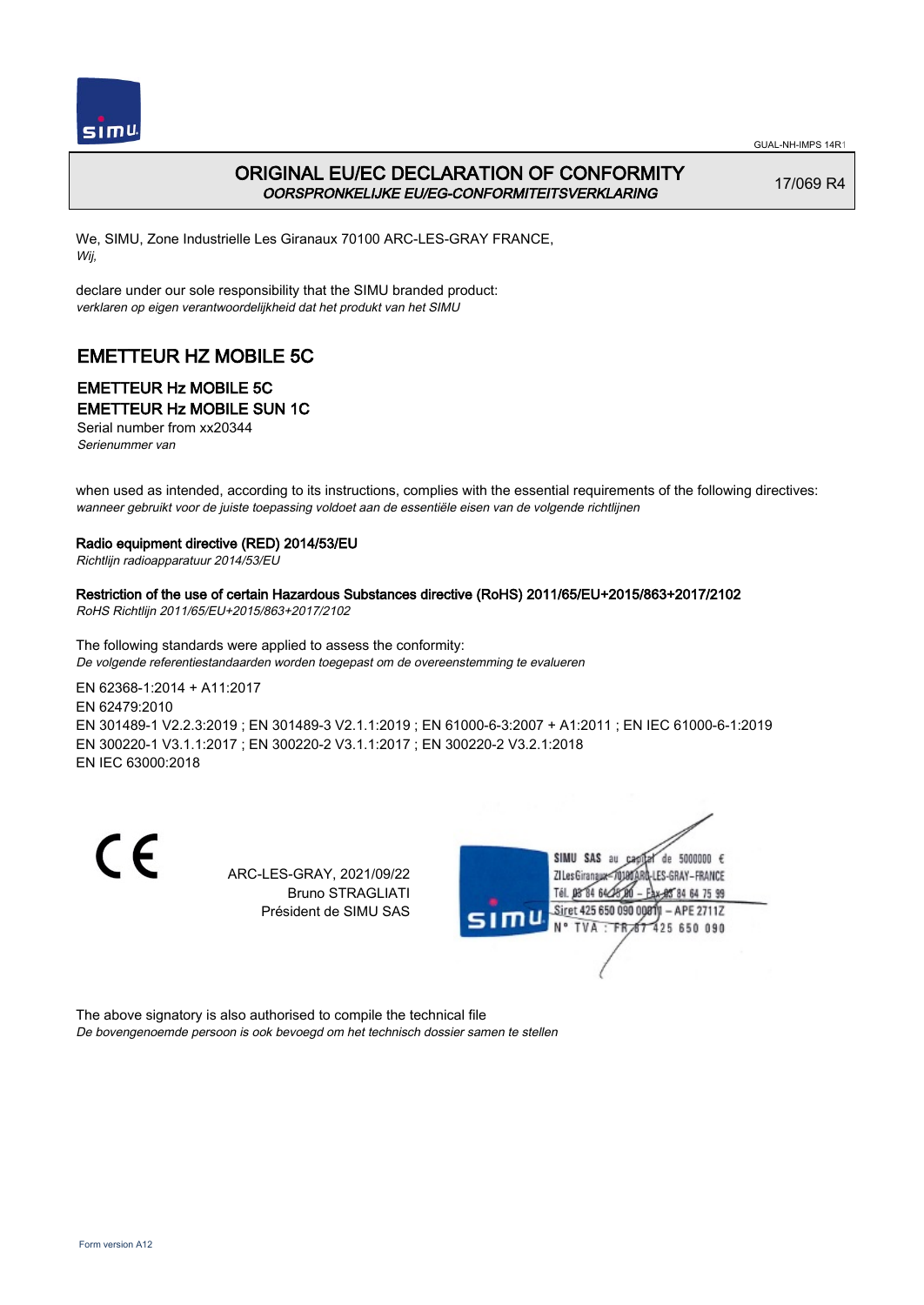GUAL-NH-IMPS 14R1

# ORIGINAL EU/EC DECLARATION OF CONFORMITY

*OORSPRONKELIJKE EU/EG-CONFORMITEITSVERKLARING*

17/069 R4

We, SIMU, Zone Industrielle Les Giranaux 70100 ARC-LES-GRAY FRANCE,
*Wij,*

declare under our sole responsibility that the SIMU branded product:
*verklaren op eigen verantwoordelijkheid dat het produkt van het SIMU*

## EMETTEUR HZ MOBILE 5C

### EMETTEUR Hz MOBILE 5C
### EMETTEUR Hz MOBILE SUN 1C

Serial number from xx20344
*Serienummer van*

when used as intended, according to its instructions, complies with the essential requirements of the following directives:
*wanneer gebruikt voor de juiste toepassing voldoet aan de essentiële eisen van de volgende richtlijnen*

**Radio equipment directive (RED) 2014/53/EU**
*Richtlijn radioapparatuur 2014/53/EU*

**Restriction of the use of certain Hazardous Substances directive (RoHS) 2011/65/EU+2015/863+2017/2102**
*RoHS Richtlijn 2011/65/EU+2015/863+2017/2102*

The following standards were applied to assess the conformity:
*De volgende referentiestandaarden worden toegepast om de overeenstemming te evalueren*

EN 62368-1:2014 + A11:2017
EN 62479:2010
EN 301489-1 V2.2.3:2019 ; EN 301489-3 V2.1.1:2019 ; EN 61000-6-3:2007 + A1:2011 ; EN IEC 61000-6-1:2019
EN 300220-1 V3.1.1:2017 ; EN 300220-2 V3.1.1:2017 ; EN 300220-2 V3.2.1:2018
EN IEC 63000:2018

ARC-LES-GRAY, 2021/09/22
Bruno STRAGLIATI
Président de SIMU SAS

SIMU SAS au capital de 5000000 €
ZI Les Giranaux 70100 ARC-LES-GRAY-FRANCE
Tél. 03 84 64 75 00 – Fax 03 84 64 75 99
Siret 425 650 090 00011 – APE 2711Z
N° TVA : FR 87 425 650 090

The above signatory is also authorised to compile the technical file
*De bovengenoemde persoon is ook bevoegd om het technisch dossier samen te stellen*

Form version A12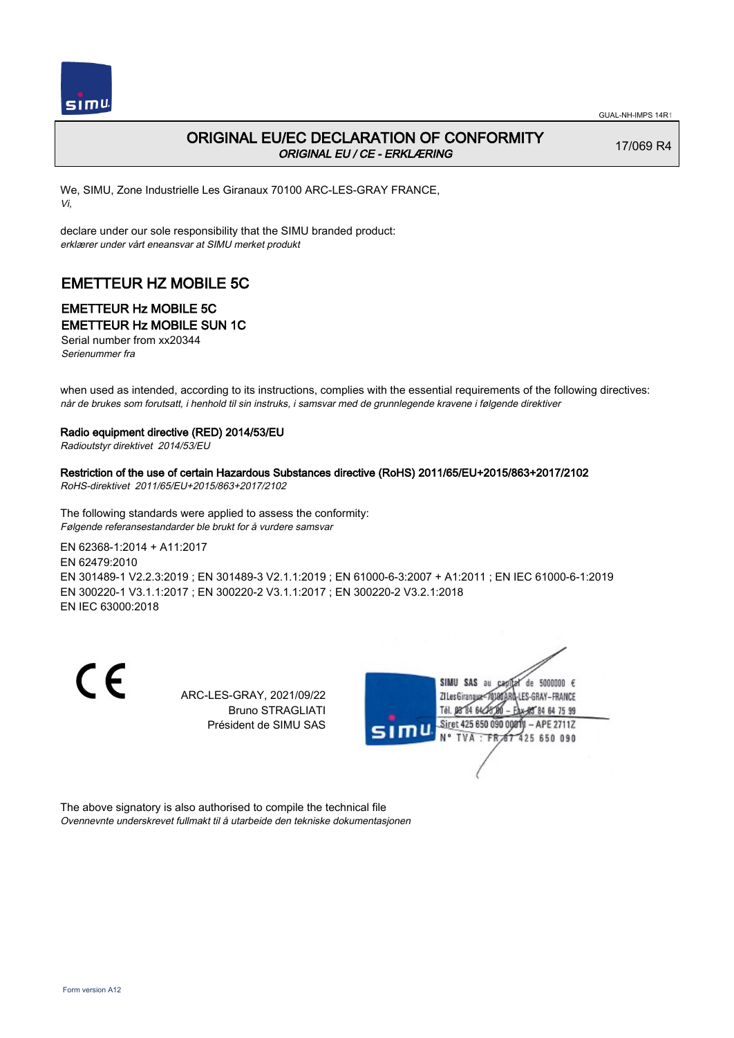# ORIGINAL EU/EC DECLARATION OF CONFORMITY

*ORIGINAL EU / CE - ERKLÆRING*

17/069 R4

We, SIMU, Zone Industrielle Les Giranaux 70100 ARC-LES-GRAY FRANCE,
*Vi,*

declare under our sole responsibility that the SIMU branded product:
*erklærer under vårt eneansvar at SIMU merket produkt*

## EMETTEUR HZ MOBILE 5C

### EMETTEUR Hz MOBILE 5C
### EMETTEUR Hz MOBILE SUN 1C

Serial number from xx20344
*Serienummer fra*

when used as intended, according to its instructions, complies with the essential requirements of the following directives:
*når de brukes som forutsatt, i henhold til sin instruks, i samsvar med de grunnlegende kravene i følgende direktiver*

**Radio equipment directive (RED) 2014/53/EU**
*Radioutstyr direktivet 2014/53/EU*

**Restriction of the use of certain Hazardous Substances directive (RoHS) 2011/65/EU+2015/863+2017/2102**
*RoHS-direktivet 2011/65/EU+2015/863+2017/2102*

The following standards were applied to assess the conformity:
*Følgende referansestandarder ble brukt for å vurdere samsvar*

EN 62368-1:2014 + A11:2017
EN 62479:2010
EN 301489-1 V2.2.3:2019 ; EN 301489-3 V2.1.1:2019 ; EN 61000-6-3:2007 + A1:2011 ; EN IEC 61000-6-1:2019
EN 300220-1 V3.1.1:2017 ; EN 300220-2 V3.1.1:2017 ; EN 300220-2 V3.2.1:2018
EN IEC 63000:2018

CE

ARC-LES-GRAY, 2021/09/22
Bruno STRAGLIATI
Président de SIMU SAS

SIMU SAS au capital de 5000000 €
ZI Les Giranaux 70100 ARC-LES-GRAY-FRANCE
Tél. 03 84 64 75 00 – Fax 03 84 64 75 99
Siret 425 650 090 00011 – APE 2711Z
N° TVA : FR 87 425 650 090

The above signatory is also authorised to compile the technical file
*Ovennevnte underskrevet fullmakt til å utarbeide den tekniske dokumentasjonen*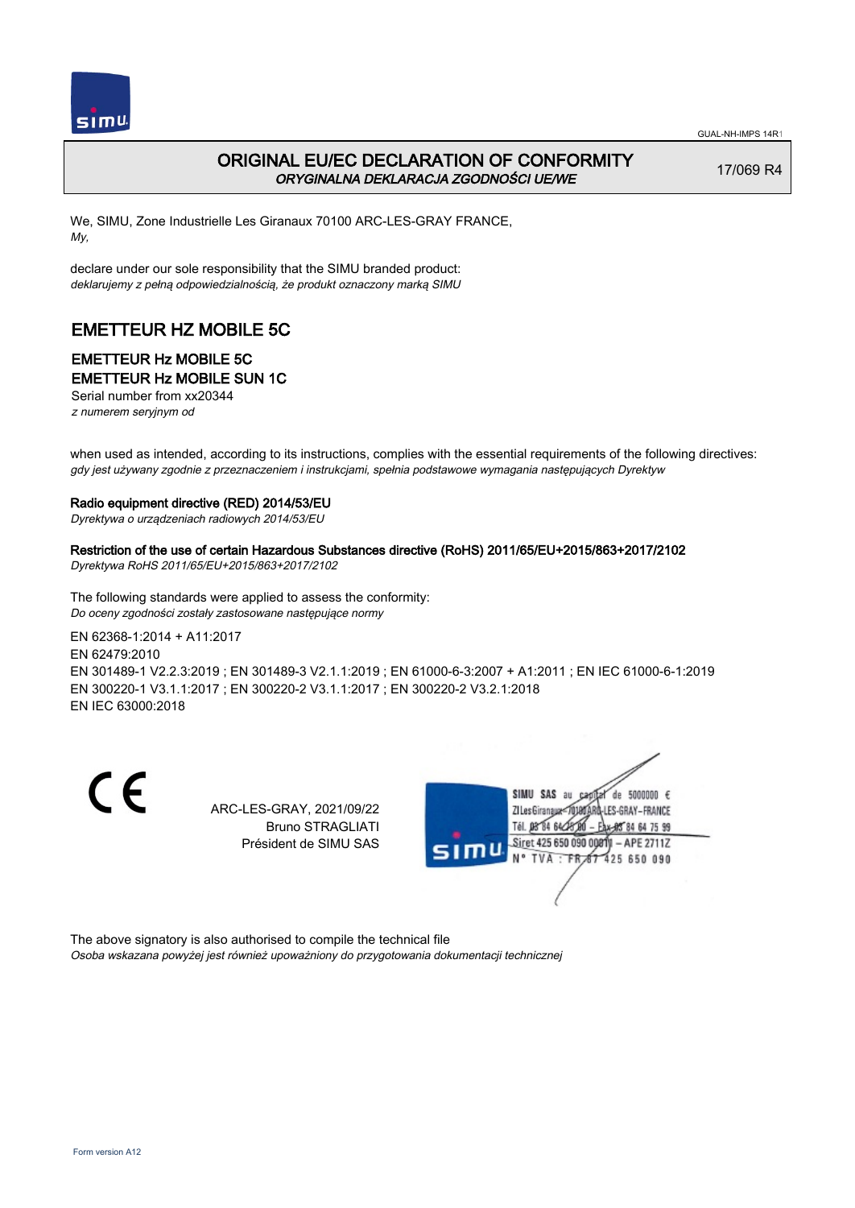GUAL-NH-IMPS 14R1

# ORIGINAL EU/EC DECLARATION OF CONFORMITY

*ORYGINALNA DEKLARACJA ZGODNOŚCI UE/WE*

17/069 R4

We, SIMU, Zone Industrielle Les Giranaux 70100 ARC-LES-GRAY FRANCE,
*My,*

declare under our sole responsibility that the SIMU branded product:
*deklarujemy z pełną odpowiedzialnością, że produkt oznaczony marką SIMU*

## EMETTEUR HZ MOBILE 5C

### EMETTEUR Hz MOBILE 5C
### EMETTEUR Hz MOBILE SUN 1C

Serial number from xx20344
*z numerem seryjnym od*

when used as intended, according to its instructions, complies with the essential requirements of the following directives:
*gdy jest używany zgodnie z przeznaczeniem i instrukcjami, spełnia podstawowe wymagania następujących Dyrektyw*

**Radio equipment directive (RED) 2014/53/EU**
*Dyrektywa o urządzeniach radiowych 2014/53/EU*

**Restriction of the use of certain Hazardous Substances directive (RoHS) 2011/65/EU+2015/863+2017/2102**
*Dyrektywa RoHS 2011/65/EU+2015/863+2017/2102*

The following standards were applied to assess the conformity:
*Do oceny zgodności zostały zastosowane następujące normy*

EN 62368-1:2014 + A11:2017
EN 62479:2010
EN 301489-1 V2.2.3:2019 ; EN 301489-3 V2.1.1:2019 ; EN 61000-6-3:2007 + A1:2011 ; EN IEC 61000-6-1:2019
EN 300220-1 V3.1.1:2017 ; EN 300220-2 V3.1.1:2017 ; EN 300220-2 V3.2.1:2018
EN IEC 63000:2018

CE

ARC-LES-GRAY, 2021/09/22
Bruno STRAGLIATI
Président de SIMU SAS

SIMU SAS au capital de 5000000 €
ZI Les Giranaux 70100 ARC-LES-GRAY-FRANCE
Tél. 03 84 64 75 00 – Fax 03 84 64 75 99
Siret 425 650 090 00011 – APE 2711Z
N° TVA : FR 87 425 650 090

The above signatory is also authorised to compile the technical file
*Osoba wskazana powyżej jest również upoważniony do przygotowania dokumentacji technicznej*

Form version A12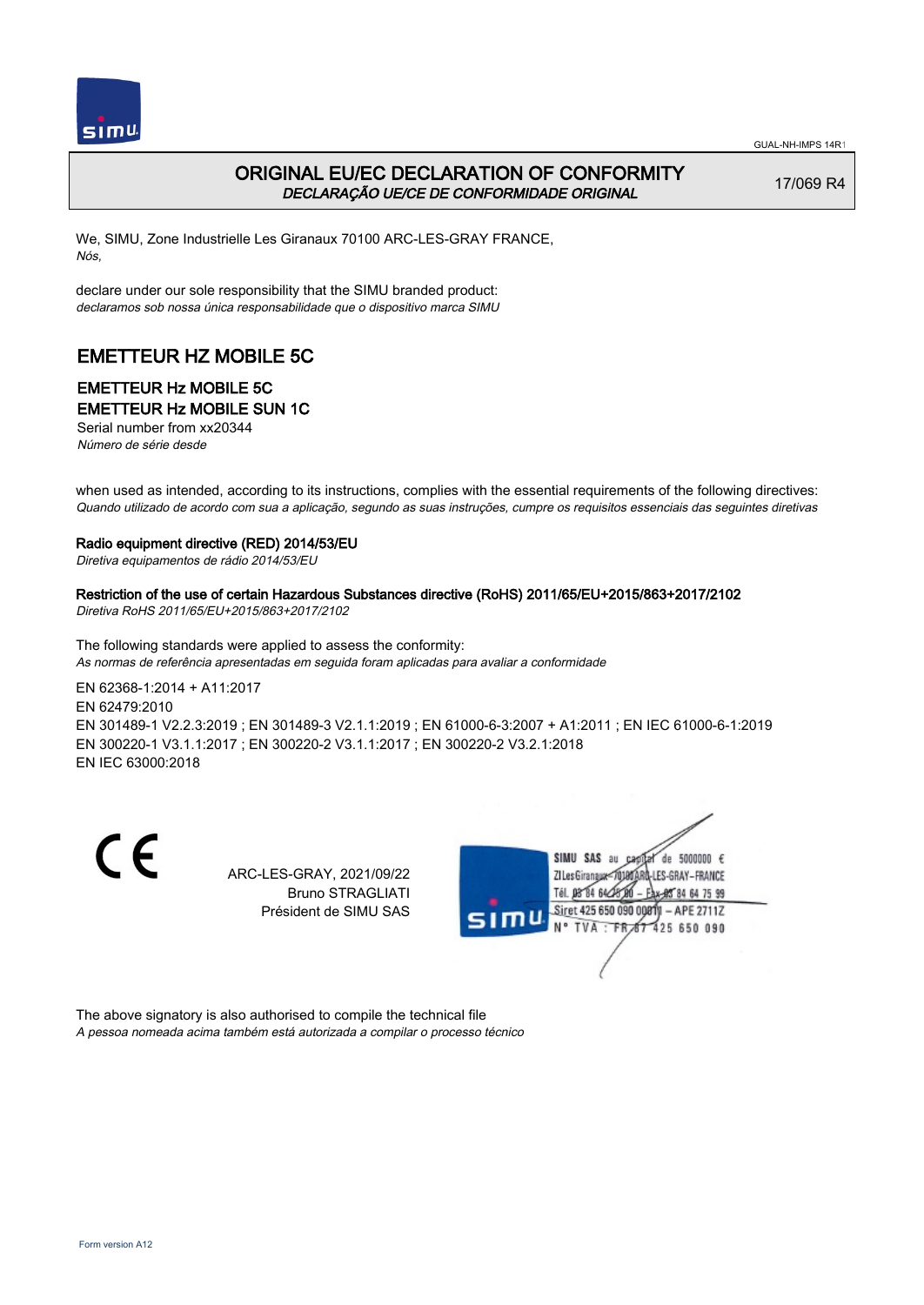# ORIGINAL EU/EC DECLARATION OF CONFORMITY

*DECLARAÇÃO UE/CE DE CONFORMIDADE ORIGINAL*

17/069 R4

We, SIMU, Zone Industrielle Les Giranaux 70100 ARC-LES-GRAY FRANCE,
*Nós,*

declare under our sole responsibility that the SIMU branded product:
*declaramos sob nossa única responsabilidade que o dispositivo marca SIMU*

## EMETTEUR HZ MOBILE 5C

### EMETTEUR Hz MOBILE 5C
### EMETTEUR Hz MOBILE SUN 1C

Serial number from xx20344
*Número de série desde*

when used as intended, according to its instructions, complies with the essential requirements of the following directives:
*Quando utilizado de acordo com sua a aplicação, segundo as suas instruções, cumpre os requisitos essenciais das seguintes diretivas*

**Radio equipment directive (RED) 2014/53/EU**
*Diretiva equipamentos de rádio 2014/53/EU*

**Restriction of the use of certain Hazardous Substances directive (RoHS) 2011/65/EU+2015/863+2017/2102**
*Diretiva RoHS 2011/65/EU+2015/863+2017/2102*

The following standards were applied to assess the conformity:
*As normas de referência apresentadas em seguida foram aplicadas para avaliar a conformidade*

EN 62368-1:2014 + A11:2017
EN 62479:2010
EN 301489-1 V2.2.3:2019 ; EN 301489-3 V2.1.1:2019 ; EN 61000-6-3:2007 + A1:2011 ; EN IEC 61000-6-1:2019
EN 300220-1 V3.1.1:2017 ; EN 300220-2 V3.1.1:2017 ; EN 300220-2 V3.2.1:2018
EN IEC 63000:2018

ARC-LES-GRAY, 2021/09/22
Bruno STRAGLIATI
Président de SIMU SAS

SIMU SAS au capital de 5000000 €
ZI Les Giranaux 70100 ARC-LES-GRAY–FRANCE
Tél. 03 84 64 78 00 – Fax 03 84 64 75 99
Siret 425 650 090 00011 – APE 2711Z
N° TVA : FR 87 425 650 090

The above signatory is also authorised to compile the technical file
*A pessoa nomeada acima também está autorizada a compilar o processo técnico*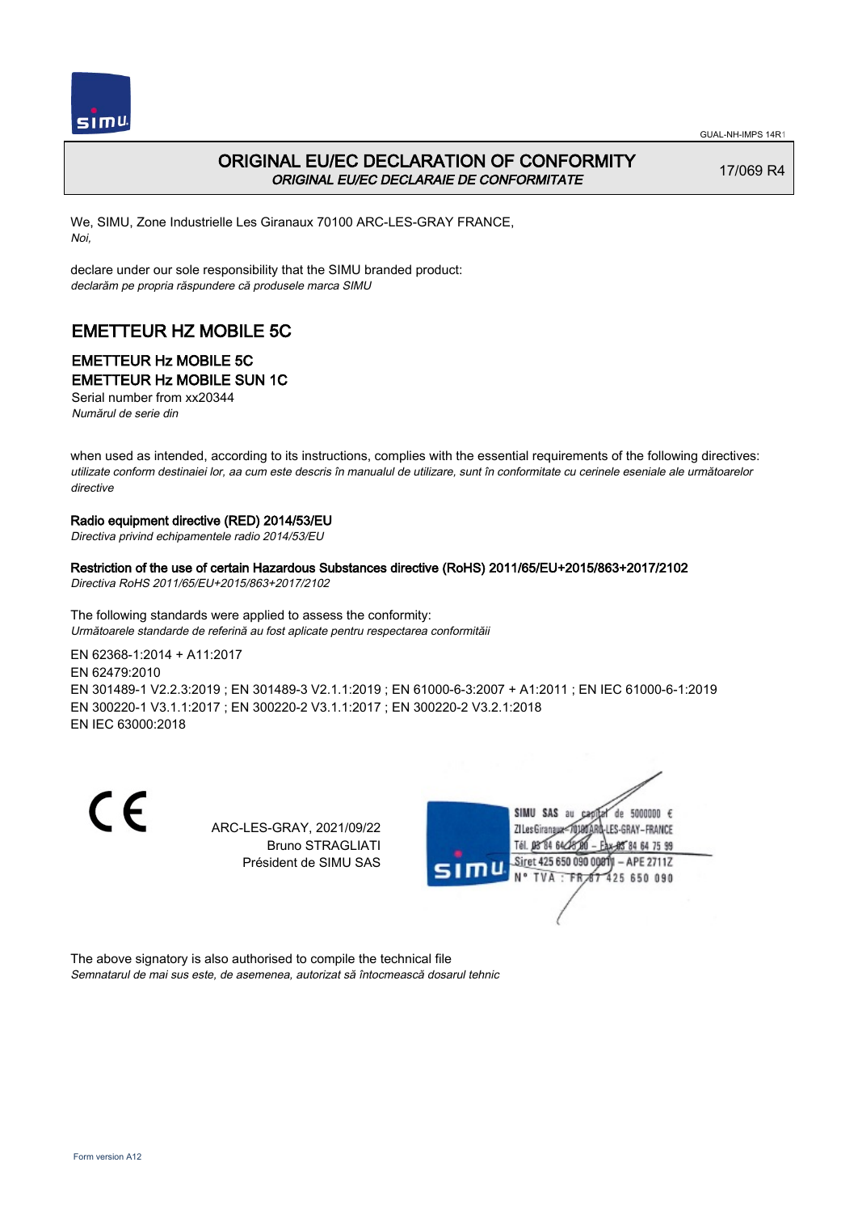GUAL-NH-IMPS 14R1

# ORIGINAL EU/EC DECLARATION OF CONFORMITY

*ORIGINAL EU/EC DECLARAIE DE CONFORMITATE*

17/069 R4

We, SIMU, Zone Industrielle Les Giranaux 70100 ARC-LES-GRAY FRANCE,
*Noi,*

declare under our sole responsibility that the SIMU branded product:
*declarăm pe propria răspundere că produsele marca SIMU*

## EMETTEUR HZ MOBILE 5C

### EMETTEUR Hz MOBILE 5C
### EMETTEUR Hz MOBILE SUN 1C

Serial number from xx20344
*Numărul de serie din*

when used as intended, according to its instructions, complies with the essential requirements of the following directives:
*utilizate conform destinaiei lor, aa cum este descris în manualul de utilizare, sunt în conformitate cu cerinele eseniale ale următoarelor directive*

**Radio equipment directive (RED) 2014/53/EU**
*Directiva privind echipamentele radio 2014/53/EU*

**Restriction of the use of certain Hazardous Substances directive (RoHS) 2011/65/EU+2015/863+2017/2102**
*Directiva RoHS 2011/65/EU+2015/863+2017/2102*

The following standards were applied to assess the conformity:
*Următoarele standarde de referină au fost aplicate pentru respectarea conformităii*

EN 62368-1:2014 + A11:2017
EN 62479:2010
EN 301489-1 V2.2.3:2019 ; EN 301489-3 V2.1.1:2019 ; EN 61000-6-3:2007 + A1:2011 ; EN IEC 61000-6-1:2019
EN 300220-1 V3.1.1:2017 ; EN 300220-2 V3.1.1:2017 ; EN 300220-2 V3.2.1:2018
EN IEC 63000:2018

CE

ARC-LES-GRAY, 2021/09/22
Bruno STRAGLIATI
Président de SIMU SAS

SIMU SAS au capital de 5000000 €
ZI Les Giranaux 70100 ARC-LES-GRAY-FRANCE
Tél. 03 84 64 75 00 – Fax 03 84 64 75 99
Siret 425 650 090 00011 – APE 2711Z
N° TVA : FR 67 425 650 090

The above signatory is also authorised to compile the technical file
*Semnatarul de mai sus este, de asemenea, autorizat să întocmească dosarul tehnic*

Form version A12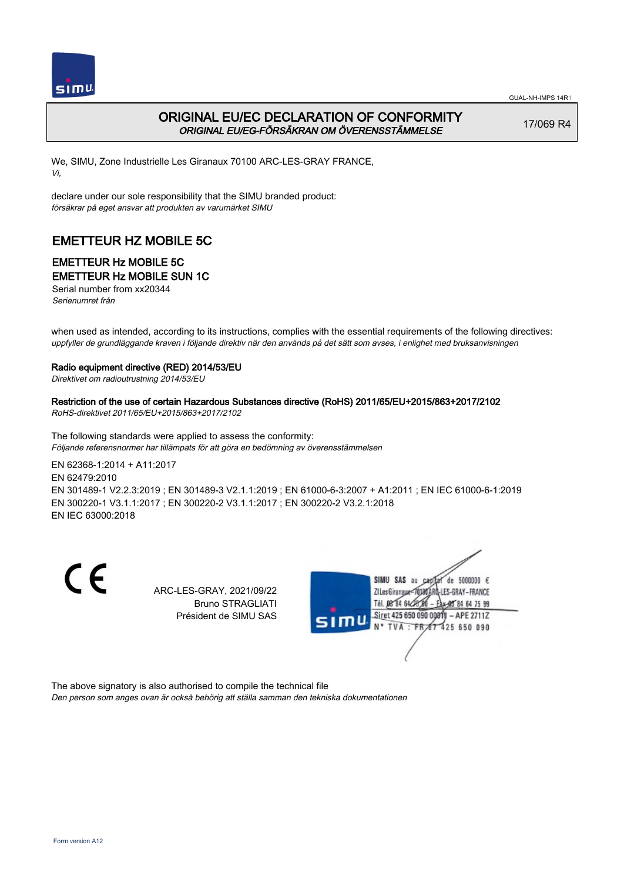# ORIGINAL EU/EC DECLARATION OF CONFORMITY

*ORIGINAL EU/EG-FÖRSÄKRAN OM ÖVERENSSTÄMMELSE*

17/069 R4

We, SIMU, Zone Industrielle Les Giranaux 70100 ARC-LES-GRAY FRANCE,
*Vi,*

declare under our sole responsibility that the SIMU branded product:
*försäkrar på eget ansvar att produkten av varumärket SIMU*

## EMETTEUR HZ MOBILE 5C

### EMETTEUR Hz MOBILE 5C
### EMETTEUR Hz MOBILE SUN 1C

Serial number from xx20344
*Serienumret från*

when used as intended, according to its instructions, complies with the essential requirements of the following directives:
*uppfyller de grundläggande kraven i följande direktiv när den används på det sätt som avses, i enlighet med bruksanvisningen*

**Radio equipment directive (RED) 2014/53/EU**
*Direktivet om radioutrustning 2014/53/EU*

**Restriction of the use of certain Hazardous Substances directive (RoHS) 2011/65/EU+2015/863+2017/2102**
*RoHS-direktivet 2011/65/EU+2015/863+2017/2102*

The following standards were applied to assess the conformity:
*Följande referensnormer har tillämpats för att göra en bedömning av överensstämmelsen*

EN 62368-1:2014 + A11:2017
EN 62479:2010
EN 301489-1 V2.2.3:2019 ; EN 301489-3 V2.1.1:2019 ; EN 61000-6-3:2007 + A1:2011 ; EN IEC 61000-6-1:2019
EN 300220-1 V3.1.1:2017 ; EN 300220-2 V3.1.1:2017 ; EN 300220-2 V3.2.1:2018
EN IEC 63000:2018

ARC-LES-GRAY, 2021/09/22
Bruno STRAGLIATI
Président de SIMU SAS

SIMU SAS au capital de 5000000 €
ZI Les Giranaux 70100 ARC-LES-GRAY-FRANCE
Tél. 03 84 64 75 00 – Fax 03 84 64 75 99
Siret 425 650 090 00811 – APE 2711Z
N° TVA : FR 87 425 650 090

The above signatory is also authorised to compile the technical file
*Den person som anges ovan är också behörig att ställa samman den tekniska dokumentationen*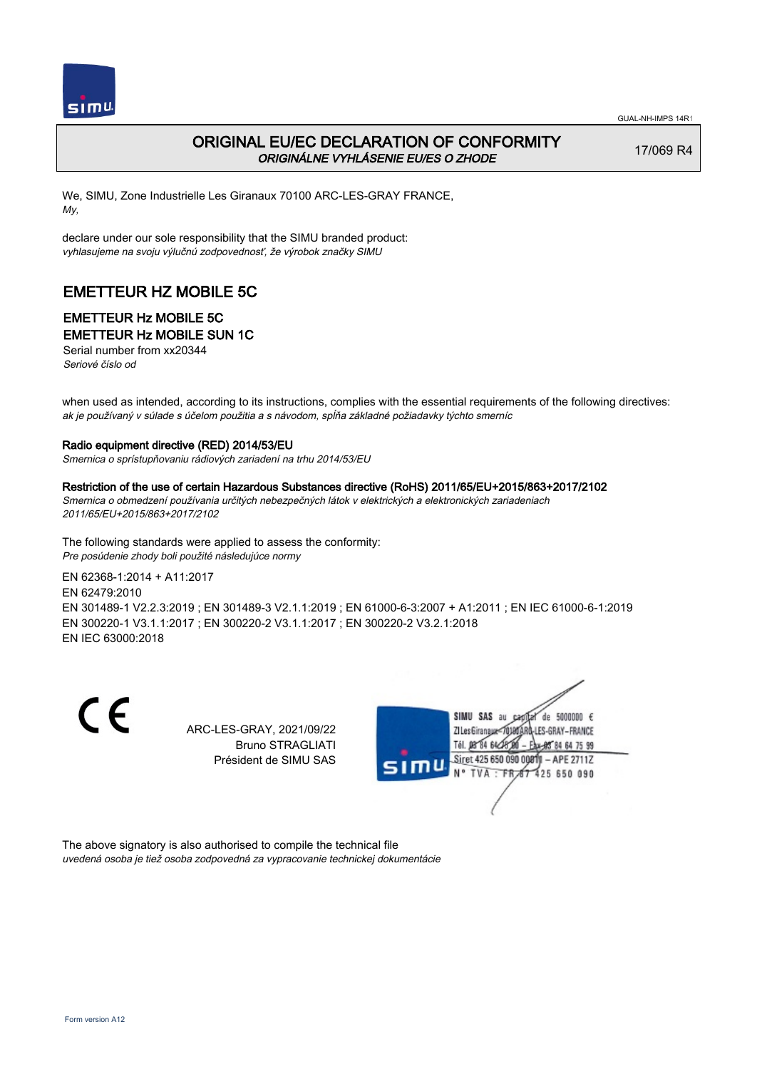# ORIGINAL EU/EC DECLARATION OF CONFORMITY
*ORIGINÁLNE VYHLÁSENIE EU/ES O ZHODE*

17/069 R4

We, SIMU, Zone Industrielle Les Giranaux 70100 ARC-LES-GRAY FRANCE,
*My,*

declare under our sole responsibility that the SIMU branded product:
*vyhlasujeme na svoju výlučnú zodpovednosť, že výrobok značky SIMU*

## EMETTEUR HZ MOBILE 5C

### EMETTEUR Hz MOBILE 5C
### EMETTEUR Hz MOBILE SUN 1C

Serial number from xx20344
*Seriové číslo od*

when used as intended, according to its instructions, complies with the essential requirements of the following directives:
*ak je používaný v súlade s účelom použitia a s návodom, spĺňa základné požiadavky týchto smerníc*

**Radio equipment directive (RED) 2014/53/EU**
*Smernica o sprístupňovaniu rádiových zariadení na trhu 2014/53/EU*

**Restriction of the use of certain Hazardous Substances directive (RoHS) 2011/65/EU+2015/863+2017/2102**
*Smernica o obmedzení používania určitých nebezpečných látok v elektrických a elektronických zariadeniach 2011/65/EU+2015/863+2017/2102*

The following standards were applied to assess the conformity:
*Pre posúdenie zhody boli použité následujúce normy*

EN 62368-1:2014 + A11:2017
EN 62479:2010
EN 301489-1 V2.2.3:2019 ; EN 301489-3 V2.1.1:2019 ; EN 61000-6-3:2007 + A1:2011 ; EN IEC 61000-6-1:2019
EN 300220-1 V3.1.1:2017 ; EN 300220-2 V3.1.1:2017 ; EN 300220-2 V3.2.1:2018
EN IEC 63000:2018

CE

ARC-LES-GRAY, 2021/09/22
Bruno STRAGLIATI
Président de SIMU SAS

SIMU SAS au capital de 5000000 €
ZI Les Giranaux 70100 ARC-LES-GRAY-FRANCE
Tél. 03 84 64 75 00 – Fax 03 84 64 75 99
Siret 425 650 090 00011 – APE 2711Z
N° TVA : FR 67 425 650 090

The above signatory is also authorised to compile the technical file
*uvedená osoba je tiež osoba zodpovedná za vypracovanie technickej dokumentácie*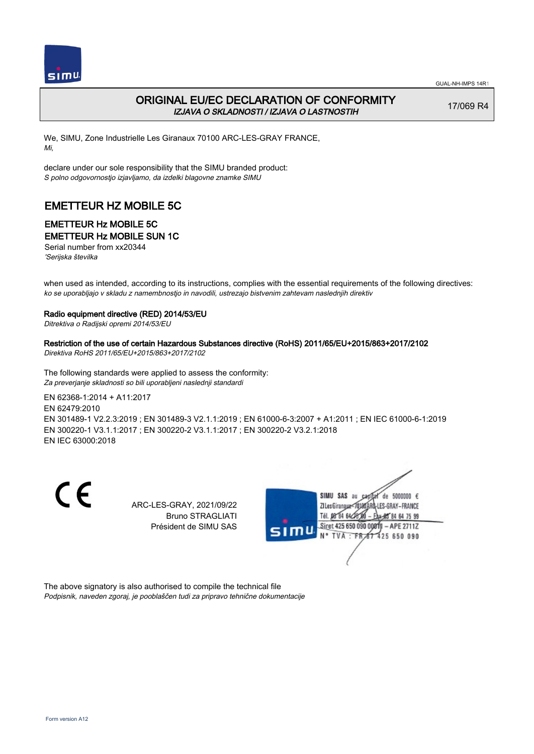# ORIGINAL EU/EC DECLARATION OF CONFORMITY

*IZJAVA O SKLADNOSTI / IZJAVA O LASTNOSTIH*

17/069 R4

We, SIMU, Zone Industrielle Les Giranaux 70100 ARC-LES-GRAY FRANCE,
*Mi,*

declare under our sole responsibility that the SIMU branded product:
*S polno odgovornostjo izjavljamo, da izdelki blagovne znamke SIMU*

## EMETTEUR HZ MOBILE 5C

### EMETTEUR Hz MOBILE 5C
### EMETTEUR Hz MOBILE SUN 1C

Serial number from xx20344
*'Serijska številka*

when used as intended, according to its instructions, complies with the essential requirements of the following directives:
*ko se uporabljajo v skladu z namembnostjo in navodili, ustrezajo bistvenim zahtevam naslednjih direktiv*

**Radio equipment directive (RED) 2014/53/EU**
*Ditrektiva o Radijski opremi 2014/53/EU*

**Restriction of the use of certain Hazardous Substances directive (RoHS) 2011/65/EU+2015/863+2017/2102**
*Direktiva RoHS 2011/65/EU+2015/863+2017/2102*

The following standards were applied to assess the conformity:
*Za preverjanje skladnosti so bili uporabljeni naslednji standardi*

EN 62368-1:2014 + A11:2017
EN 62479:2010
EN 301489-1 V2.2.3:2019 ; EN 301489-3 V2.1.1:2019 ; EN 61000-6-3:2007 + A1:2011 ; EN IEC 61000-6-1:2019
EN 300220-1 V3.1.1:2017 ; EN 300220-2 V3.1.1:2017 ; EN 300220-2 V3.2.1:2018
EN IEC 63000:2018

CE

ARC-LES-GRAY, 2021/09/22
Bruno STRAGLIATI
Président de SIMU SAS

SIMU SAS au capital de 5000000 €
ZI Les Giranaux 70100 ARC-LES-GRAY – FRANCE
Tél. 03 84 64 75 00 – Fax 03 84 64 75 99
Siret 425 650 090 00011 – APE 2711Z
N° TVA : FR 87 425 650 090

The above signatory is also authorised to compile the technical file
*Podpisnik, naveden zgoraj, je pooblaščen tudi za pripravo tehnične dokumentacije*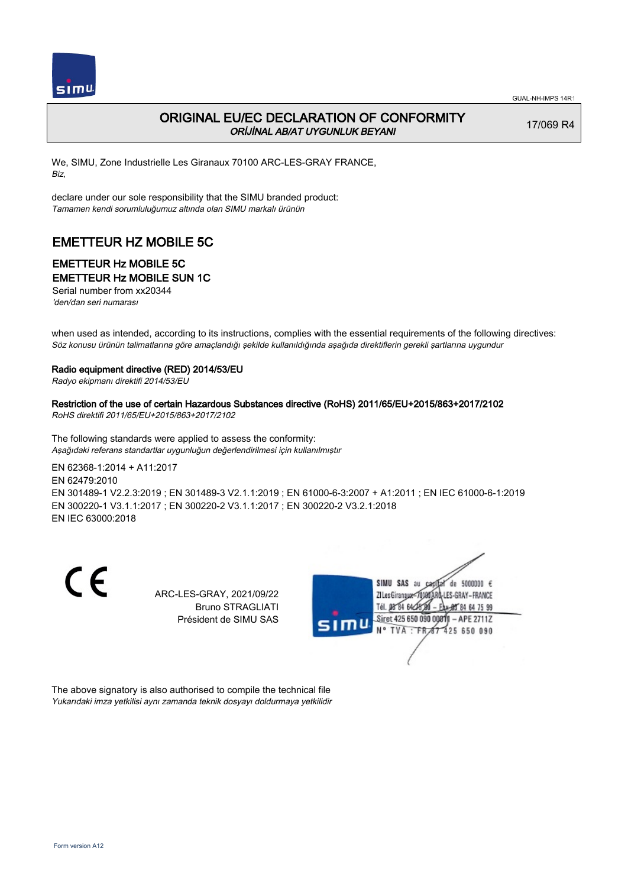# ORIGINAL EU/EC DECLARATION OF CONFORMITY
*ORİJİNAL AB/AT UYGUNLUK BEYANI*

17/069 R4

We, SIMU, Zone Industrielle Les Giranaux 70100 ARC-LES-GRAY FRANCE,
*Biz,*

declare under our sole responsibility that the SIMU branded product:
*Tamamen kendi sorumluluğumuz altında olan SIMU markalı ürünün*

## EMETTEUR HZ MOBILE 5C

### EMETTEUR Hz MOBILE 5C
### EMETTEUR Hz MOBILE SUN 1C

Serial number from xx20344
*'den/dan seri numarası*

when used as intended, according to its instructions, complies with the essential requirements of the following directives:
*Söz konusu ürünün talimatlarına göre amaçlandığı şekilde kullanıldığında aşağıda direktiflerin gerekli şartlarına uygundur*

**Radio equipment directive (RED) 2014/53/EU**
*Radyo ekipmanı direktifi 2014/53/EU*

**Restriction of the use of certain Hazardous Substances directive (RoHS) 2011/65/EU+2015/863+2017/2102**
*RoHS direktifi 2011/65/EU+2015/863+2017/2102*

The following standards were applied to assess the conformity:
*Aşağıdaki referans standartlar uygunluğun değerlendirilmesi için kullanılmıştır*

EN 62368-1:2014 + A11:2017
EN 62479:2010
EN 301489-1 V2.2.3:2019 ; EN 301489-3 V2.1.1:2019 ; EN 61000-6-3:2007 + A1:2011 ; EN IEC 61000-6-1:2019
EN 300220-1 V3.1.1:2017 ; EN 300220-2 V3.1.1:2017 ; EN 300220-2 V3.2.1:2018
EN IEC 63000:2018

ARC-LES-GRAY, 2021/09/22
Bruno STRAGLIATI
Président de SIMU SAS

SIMU SAS au capital de 5000000 €
ZI Les Giranaux 70100 ARC-LES-GRAY-FRANCE
Tél. 03 84 64 75 00 – Fax 03 84 64 75 99
Siret 425 650 090 00011 – APE 2711Z
N° TVA : FR 87 425 650 090

The above signatory is also authorised to compile the technical file
*Yukarıdaki imza yetkilisi aynı zamanda teknik dosyayı doldurmaya yetkilidir*